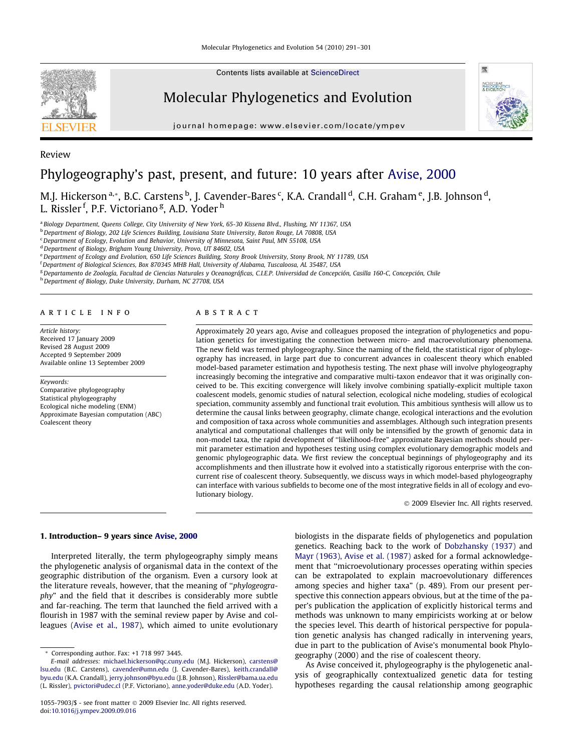Review

# Phylogeography's past, present, and future: 10 years after Avise, 2000

M.J. Hickerson [a,*], B.C. Carstens [b], J. Cavender-Bares [c], K.A. Crandall [d], C.H. Graham [e], J.B. Johnson [d], L. Rissler [f], P.F. Victoriano [g], A.D. Yoder [h]

[a] Biology Department, Queens College, City University of New York, 65-30 Kissena Blvd., Flushing, NY 11367, USA
[b] Department of Biology, 202 Life Sciences Building, Louisiana State University, Baton Rouge, LA 70808, USA
[c] Department of Ecology, Evolution and Behavior, University of Minnesota, Saint Paul, MN 55108, USA
[d] Department of Biology, Brigham Young University, Provo, UT 84602, USA
[e] Department of Ecology and Evolution, 650 Life Sciences Building, Stony Brook University, Stony Brook, NY 11789, USA
[f] Department of Biological Sciences, Box 870345 MHB Hall, University of Alabama, Tuscaloosa, AL 35487, USA
[g] Departamento de Zoología, Facultad de Ciencias Naturales y Oceanográficas, C.I.E.P. Universidad de Concepción, Casilla 160-C, Concepción, Chile
[h] Department of Biology, Duke University, Durham, NC 27708, USA

## ARTICLE INFO

*Article history:*
Received 17 January 2009
Revised 28 August 2009
Accepted 9 September 2009
Available online 13 September 2009

*Keywords:*
Comparative phylogeography
Statistical phylogeography
Ecological niche modeling (ENM)
Approximate Bayesian computation (ABC)
Coalescent theory

## ABSTRACT

Approximately 20 years ago, Avise and colleagues proposed the integration of phylogenetics and population genetics for investigating the connection between micro- and macroevolutionary phenomena. The new field was termed phylogeography. Since the naming of the field, the statistical rigor of phylogeography has increased, in large part due to concurrent advances in coalescent theory which enabled model-based parameter estimation and hypothesis testing. The next phase will involve phylogeography increasingly becoming the integrative and comparative multi-taxon endeavor that it was originally conceived to be. This exciting convergence will likely involve combining spatially-explicit multiple taxon coalescent models, genomic studies of natural selection, ecological niche modeling, studies of ecological speciation, community assembly and functional trait evolution. This ambitious synthesis will allow us to determine the causal links between geography, climate change, ecological interactions and the evolution and composition of taxa across whole communities and assemblages. Although such integration presents analytical and computational challenges that will only be intensified by the growth of genomic data in non-model taxa, the rapid development of "likelihood-free" approximate Bayesian methods should permit parameter estimation and hypotheses testing using complex evolutionary demographic models and genomic phylogeographic data. We first review the conceptual beginnings of phylogeography and its accomplishments and then illustrate how it evolved into a statistically rigorous enterprise with the concurrent rise of coalescent theory. Subsequently, we discuss ways in which model-based phylogeography can interface with various subfields to become one of the most integrative fields in all of ecology and evolutionary biology.

© 2009 Elsevier Inc. All rights reserved.

## 1. Introduction– 9 years since Avise, 2000

Interpreted literally, the term phylogeography simply means the phylogenetic analysis of organismal data in the context of the geographic distribution of the organism. Even a cursory look at the literature reveals, however, that the meaning of "*phylogeography*" and the field that it describes is considerably more subtle and far-reaching. The term that launched the field arrived with a flourish in 1987 with the seminal review paper by Avise and colleagues (Avise et al., 1987), which aimed to unite evolutionary biologists in the disparate fields of phylogenetics and population genetics. Reaching back to the work of Dobzhansky (1937) and Mayr (1963), Avise et al. (1987) asked for a formal acknowledgement that "microevolutionary processes operating within species can be extrapolated to explain macroevolutionary differences among species and higher taxa" (p. 489). From our present perspective this connection appears obvious, but at the time of the paper's publication the application of explicitly historical terms and methods was unknown to many empiricists working at or below the species level. This dearth of historical perspective for population genetic analysis has changed radically in intervening years, due in part to the publication of Avise's monumental book Phylogeography (2000) and the rise of coalescent theory.

As Avise conceived it, phylogeography is the phylogenetic analysis of geographically contextualized genetic data for testing hypotheses regarding the causal relationship among geographic

* Corresponding author. Fax: +1 718 997 3445.
E-mail addresses: michael.hickerson@qc.cuny.edu (M.J. Hickerson), carstens@lsu.edu (B.C. Carstens), cavender@umn.edu (J. Cavender-Bares), keith.crandall@byu.edu (K.A. Crandall), jerry.johnson@byu.edu (J.B. Johnson), Rissler@bama.ua.edu (L. Rissler), pvictori@udec.cl (P.F. Victoriano), anne.yoder@duke.edu (A.D. Yoder).

1055-7903/$ - see front matter © 2009 Elsevier Inc. All rights reserved.
doi:10.1016/j.ympev.2009.09.016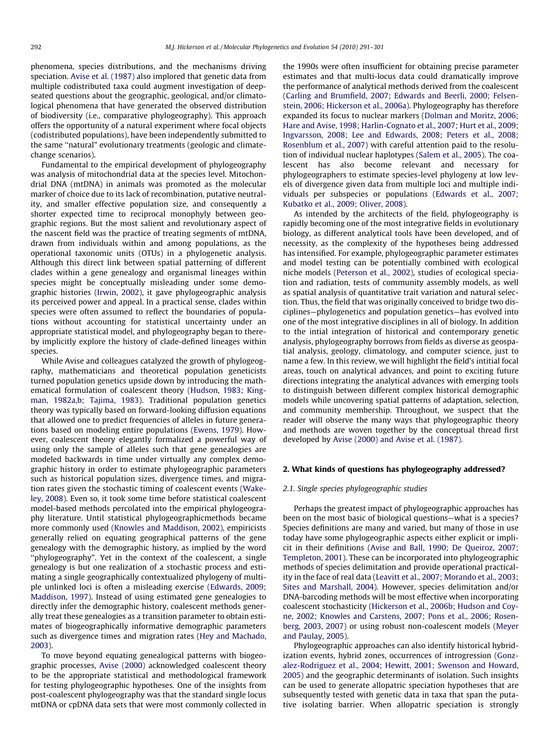phenomena, species distributions, and the mechanisms driving speciation. Avise et al. (1987) also implored that genetic data from multiple codistributed taxa could augment investigation of deep-seated questions about the geographic, geological, and/or climatological phenomena that have generated the observed distribution of biodiversity (i.e., comparative phylogeography). This approach offers the opportunity of a natural experiment where focal objects (codistributed populations), have been independently submitted to the same ''natural'' evolutionary treatments (geologic and climate-change scenarios).

Fundamental to the empirical development of phylogeography was analysis of mitochondrial data at the species level. Mitochondrial DNA (mtDNA) in animals was promoted as the molecular marker of choice due to its lack of recombination, putative neutrality, and smaller effective population size, and consequently a shorter expected time to reciprocal monophyly between geographic regions. But the most salient and revolutionary aspect of the nascent field was the practice of treating segments of mtDNA, drawn from individuals within and among populations, as the operational taxonomic units (OTUs) in a phylogenetic analysis. Although this direct link between spatial patterning of different clades within a gene genealogy and organismal lineages within species might be conceptually misleading under some demographic histories (Irwin, 2002), it gave phylogeographic analysis its perceived power and appeal. In a practical sense, clades within species were often assumed to reflect the boundaries of populations without accounting for statistical uncertainty under an appropriate statistical model, and phylogeography began to thereby implicitly explore the history of clade-defined lineages within species.

While Avise and colleagues catalyzed the growth of phylogeography, mathematicians and theoretical population geneticists turned population genetics upside down by introducing the mathematical formulation of coalescent theory (Hudson, 1983; Kingman, 1982a,b; Tajima, 1983). Traditional population genetics theory was typically based on forward-looking diffusion equations that allowed one to predict frequencies of alleles in future generations based on modeling entire populations (Ewens, 1979). However, coalescent theory elegantly formalized a powerful way of using only the sample of alleles such that gene genealogies are modeled backwards in time under virtually any complex demographic history in order to estimate phylogeographic parameters such as historical population sizes, divergence times, and migration rates given the stochastic timing of coalescent events (Wakeley, 2008). Even so, it took some time before statistical coalescent model-based methods percolated into the empirical phylogeography literature. Until statistical phylogeographicmethods became more commonly used (Knowles and Maddison, 2002), empiricists generally relied on equating geographical patterns of the gene genealogy with the demographic history, as implied by the word ''phylogeography''. Yet in the context of the coalescent, a single genealogy is but one realization of a stochastic process and estimating a single geographically contextualized phylogeny of multiple unlinked loci is often a misleading exercise (Edwards, 2009; Maddison, 1997). Instead of using estimated gene genealogies to directly infer the demographic history, coalescent methods generally treat these genealogies as a transition parameter to obtain estimates of biogeographically informative demographic parameters such as divergence times and migration rates (Hey and Machado, 2003).

To move beyond equating genealogical patterns with biogeographic processes, Avise (2000) acknowledged coalescent theory to be the appropriate statistical and methodological framework for testing phylogeographic hypotheses. One of the insights from post-coalescent phylogeography was that the standard single locus mtDNA or cpDNA data sets that were most commonly collected in the 1990s were often insufficient for obtaining precise parameter estimates and that multi-locus data could dramatically improve the performance of analytical methods derived from the coalescent (Carling and Brumfield, 2007; Edwards and Beerli, 2000; Felsenstein, 2006; Hickerson et al., 2006a). Phylogeography has therefore expanded its focus to nuclear markers (Dolman and Moritz, 2006; Hare and Avise, 1998; Harlin-Cognato et al., 2007; Hurt et al., 2009; Ingvarsson, 2008; Lee and Edwards, 2008; Peters et al., 2008; Rosenblum et al., 2007) with careful attention paid to the resolution of individual nuclear haplotypes (Salem et al., 2005). The coalescent has also become relevant and necessary for phylogeographers to estimate species-level phylogeny at low levels of divergence given data from multiple loci and multiple individuals per subspecies or populations (Edwards et al., 2007; Kubatko et al., 2009; Oliver, 2008).

As intended by the architects of the field, phylogeography is rapidly becoming one of the most integrative fields in evolutionary biology, as different analytical tools have been developed, and of necessity, as the complexity of the hypotheses being addressed has intensified. For example, phylogeographic parameter estimates and model testing can be potentially combined with ecological niche models (Peterson et al., 2002), studies of ecological speciation and radiation, tests of community assembly models, as well as spatial analysis of quantitative trait variation and natural selection. Thus, the field that was originally conceived to bridge two disciplines—phylogenetics and population genetics—has evolved into one of the most integrative disciplines in all of biology. In addition to the intial integration of historical and contemporary genetic analysis, phylogeography borrows from fields as diverse as geospatial analysis, geology, climatology, and computer science, just to name a few. In this review, we will highlight the field's intitial focal areas, touch on analytical advances, and point to exciting future directions integrating the analytical advances with emerging tools to distinguish between different complex historical demographic models while uncovering spatial patterns of adaptation, selection, and community membership. Throughout, we suspect that the reader will observe the many ways that phylogeographic theory and methods are woven together by the conceptual thread first developed by Avise (2000) and Avise et al. (1987).

## 2. What kinds of questions has phylogeography addressed?

### 2.1. Single species phylogeographic studies

Perhaps the greatest impact of phylogeographic approaches has been on the most basic of biological questions—what is a species? Species definitions are many and varied, but many of those in use today have some phylogeographic aspects either explicit or implicit in their definitions (Avise and Ball, 1990; De Queiroz, 2007; Templeton, 2001). These can be incorporated into phylogeographic methods of species delimitation and provide operational practicality in the face of real data (Leavitt et al., 2007; Morando et al., 2003; Sites and Marshall, 2004). However, species delimitation and/or DNA-barcoding methods will be most effective when incorporating coalescent stochasticity (Hickerson et al., 2006b; Hudson and Coyne, 2002; Knowles and Carstens, 2007; Pons et al., 2006; Rosenberg, 2003, 2007) or using robust non-coalescent models (Meyer and Paulay, 2005).

Phylogeographic approaches can also identify historical hybridization events, hybrid zones, occurrences of introgression (Gonzalez-Rodriguez et al., 2004; Hewitt, 2001; Swenson and Howard, 2005) and the geographic determinants of isolation. Such insights can be used to generate allopatric speciation hypotheses that are subsequently tested with genetic data in taxa that span the putative isolating barrier. When allopatric speciation is strongly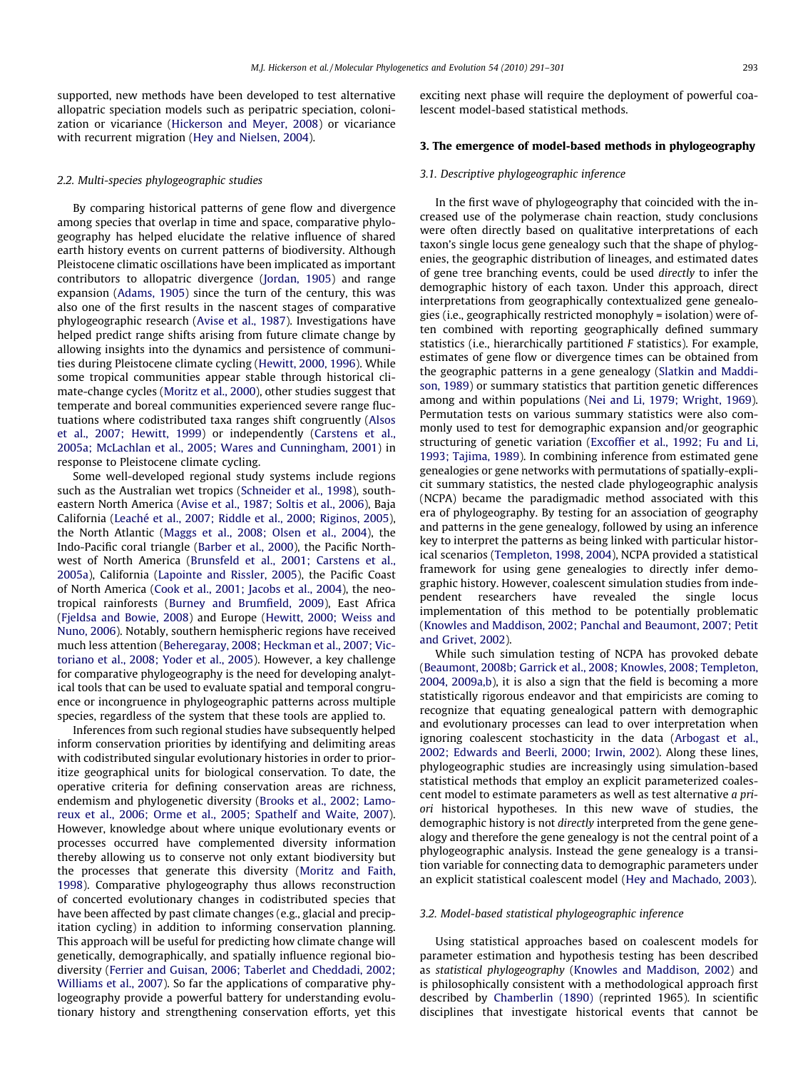supported, new methods have been developed to test alternative allopatric speciation models such as peripatric speciation, colonization or vicariance (Hickerson and Meyer, 2008) or vicariance with recurrent migration (Hey and Nielsen, 2004).

### 2.2. Multi-species phylogeographic studies

By comparing historical patterns of gene flow and divergence among species that overlap in time and space, comparative phylogeography has helped elucidate the relative influence of shared earth history events on current patterns of biodiversity. Although Pleistocene climatic oscillations have been implicated as important contributors to allopatric divergence (Jordan, 1905) and range expansion (Adams, 1905) since the turn of the century, this was also one of the first results in the nascent stages of comparative phylogeographic research (Avise et al., 1987). Investigations have helped predict range shifts arising from future climate change by allowing insights into the dynamics and persistence of communities during Pleistocene climate cycling (Hewitt, 2000, 1996). While some tropical communities appear stable through historical climate-change cycles (Moritz et al., 2000), other studies suggest that temperate and boreal communities experienced severe range fluctuations where codistributed taxa ranges shift congruently (Alsos et al., 2007; Hewitt, 1999) or independently (Carstens et al., 2005a; McLachlan et al., 2005; Wares and Cunningham, 2001) in response to Pleistocene climate cycling.

Some well-developed regional study systems include regions such as the Australian wet tropics (Schneider et al., 1998), southeastern North America (Avise et al., 1987; Soltis et al., 2006), Baja California (Leaché et al., 2007; Riddle et al., 2000; Riginos, 2005), the North Atlantic (Maggs et al., 2008; Olsen et al., 2004), the Indo-Pacific coral triangle (Barber et al., 2000), the Pacific Northwest of North America (Brunsfeld et al., 2001; Carstens et al., 2005a), California (Lapointe and Rissler, 2005), the Pacific Coast of North America (Cook et al., 2001; Jacobs et al., 2004), the neotropical rainforests (Burney and Brumfield, 2009), East Africa (Fjeldsa and Bowie, 2008) and Europe (Hewitt, 2000; Weiss and Nuno, 2006). Notably, southern hemispheric regions have received much less attention (Beheregaray, 2008; Heckman et al., 2007; Victoriano et al., 2008; Yoder et al., 2005). However, a key challenge for comparative phylogeography is the need for developing analytical tools that can be used to evaluate spatial and temporal congruence or incongruence in phylogeographic patterns across multiple species, regardless of the system that these tools are applied to.

Inferences from such regional studies have subsequently helped inform conservation priorities by identifying and delimiting areas with codistributed singular evolutionary histories in order to prioritize geographical units for biological conservation. To date, the operative criteria for defining conservation areas are richness, endemism and phylogenetic diversity (Brooks et al., 2002; Lamoreux et al., 2006; Orme et al., 2005; Spathelf and Waite, 2007). However, knowledge about where unique evolutionary events or processes occurred have complemented diversity information thereby allowing us to conserve not only extant biodiversity but the processes that generate this diversity (Moritz and Faith, 1998). Comparative phylogeography thus allows reconstruction of concerted evolutionary changes in codistributed species that have been affected by past climate changes (e.g., glacial and precipitation cycling) in addition to informing conservation planning. This approach will be useful for predicting how climate change will genetically, demographically, and spatially influence regional biodiversity (Ferrier and Guisan, 2006; Taberlet and Cheddadi, 2002; Williams et al., 2007). So far the applications of comparative phylogeography provide a powerful battery for understanding evolutionary history and strengthening conservation efforts, yet this exciting next phase will require the deployment of powerful coalescent model-based statistical methods.

## 3. The emergence of model-based methods in phylogeography

### 3.1. Descriptive phylogeographic inference

In the first wave of phylogeography that coincided with the increased use of the polymerase chain reaction, study conclusions were often directly based on qualitative interpretations of each taxon's single locus gene genealogy such that the shape of phylogenies, the geographic distribution of lineages, and estimated dates of gene tree branching events, could be used *directly* to infer the demographic history of each taxon. Under this approach, direct interpretations from geographically contextualized gene genealogies (i.e., geographically restricted monophyly = isolation) were often combined with reporting geographically defined summary statistics (i.e., hierarchically partitioned *F* statistics). For example, estimates of gene flow or divergence times can be obtained from the geographic patterns in a gene genealogy (Slatkin and Maddison, 1989) or summary statistics that partition genetic differences among and within populations (Nei and Li, 1979; Wright, 1969). Permutation tests on various summary statistics were also commonly used to test for demographic expansion and/or geographic structuring of genetic variation (Excoffier et al., 1992; Fu and Li, 1993; Tajima, 1989). In combining inference from estimated gene genealogies or gene networks with permutations of spatially-explicit summary statistics, the nested clade phylogeographic analysis (NCPA) became the paradigmadic method associated with this era of phylogeography. By testing for an association of geography and patterns in the gene genealogy, followed by using an inference key to interpret the patterns as being linked with particular historical scenarios (Templeton, 1998, 2004), NCPA provided a statistical framework for using gene genealogies to directly infer demographic history. However, coalescent simulation studies from independent researchers have revealed the single locus implementation of this method to be potentially problematic (Knowles and Maddison, 2002; Panchal and Beaumont, 2007; Petit and Grivet, 2002).

While such simulation testing of NCPA has provoked debate (Beaumont, 2008b; Garrick et al., 2008; Knowles, 2008; Templeton, 2004, 2009a,b), it is also a sign that the field is becoming a more statistically rigorous endeavor and that empiricists are coming to recognize that equating genealogical pattern with demographic and evolutionary processes can lead to over interpretation when ignoring coalescent stochasticity in the data (Arbogast et al., 2002; Edwards and Beerli, 2000; Irwin, 2002). Along these lines, phylogeographic studies are increasingly using simulation-based statistical methods that employ an explicit parameterized coalescent model to estimate parameters as well as test alternative *a priori* historical hypotheses. In this new wave of studies, the demographic history is not *directly* interpreted from the gene genealogy and therefore the gene genealogy is not the central point of a phylogeographic analysis. Instead the gene genealogy is a transition variable for connecting data to demographic parameters under an explicit statistical coalescent model (Hey and Machado, 2003).

### 3.2. Model-based statistical phylogeographic inference

Using statistical approaches based on coalescent models for parameter estimation and hypothesis testing has been described as *statistical phylogeography* (Knowles and Maddison, 2002) and is philosophically consistent with a methodological approach first described by Chamberlin (1890) (reprinted 1965). In scientific disciplines that investigate historical events that cannot be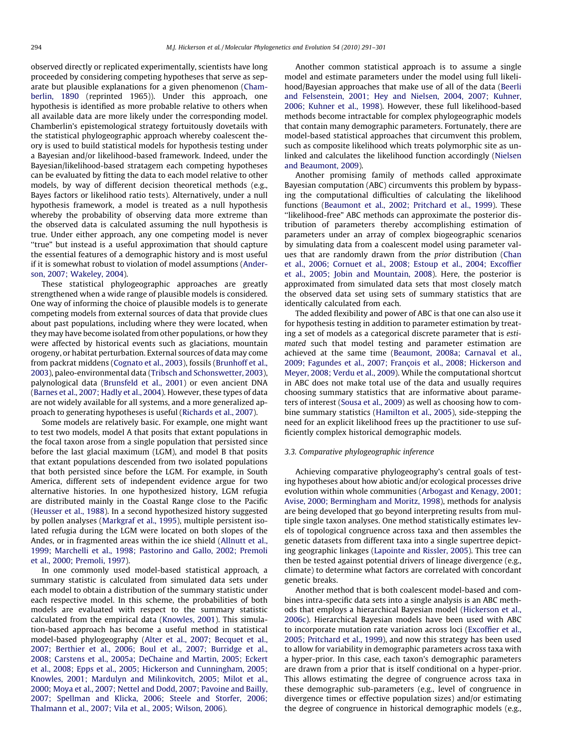observed directly or replicated experimentally, scientists have long proceeded by considering competing hypotheses that serve as separate but plausible explanations for a given phenomenon (Chamberlin, 1890 (reprinted 1965)). Under this approach, one hypothesis is identified as more probable relative to others when all available data are more likely under the corresponding model. Chamberlin's epistemological strategy fortuitously dovetails with the statistical phylogeographic approach whereby coalescent theory is used to build statistical models for hypothesis testing under a Bayesian and/or likelihood-based framework. Indeed, under the Bayesian/likelihood-based stratagem each competing hypotheses can be evaluated by fitting the data to each model relative to other models, by way of different decision theoretical methods (e.g., Bayes factors or likelihood ratio tests). Alternatively, under a null hypothesis framework, a model is treated as a null hypothesis whereby the probability of observing data more extreme than the observed data is calculated assuming the null hypothesis is true. Under either approach, any one competing model is never "true" but instead is a useful approximation that should capture the essential features of a demographic history and is most useful if it is somewhat robust to violation of model assumptions (Anderson, 2007; Wakeley, 2004).

These statistical phylogeographic approaches are greatly strengthened when a wide range of plausible models is considered. One way of informing the choice of plausible models is to generate competing models from external sources of data that provide clues about past populations, including where they were located, when they may have become isolated from other populations, or how they were affected by historical events such as glaciations, mountain orogeny, or habitat perturbation. External sources of data may come from packrat middens (Cognato et al., 2003), fossils (Brunhoff et al., 2003), paleo-environmental data (Tribsch and Schonswetter, 2003), palynological data (Brunsfeld et al., 2001) or even ancient DNA (Barnes et al., 2007; Hadly et al., 2004). However, these types of data are not widely available for all systems, and a more generalized approach to generating hypotheses is useful (Richards et al., 2007).

Some models are relatively basic. For example, one might want to test two models, model A that posits that extant populations in the focal taxon arose from a single population that persisted since before the last glacial maximum (LGM), and model B that posits that extant populations descended from two isolated populations that both persisted since before the LGM. For example, in South America, different sets of independent evidence argue for two alternative histories. In one hypothesized history, LGM refugia are distributed mainly in the Coastal Range close to the Pacific (Heusser et al., 1988). In a second hypothesized history suggested by pollen analyses (Markgraf et al., 1995), multiple persistent isolated refugia during the LGM were located on both slopes of the Andes, or in fragmented areas within the ice shield (Allnutt et al., 1999; Marchelli et al., 1998; Pastorino and Gallo, 2002; Premoli et al., 2000; Premoli, 1997).

In one commonly used model-based statistical approach, a summary statistic is calculated from simulated data sets under each model to obtain a distribution of the summary statistic under each respective model. In this scheme, the probabilities of both models are evaluated with respect to the summary statistic calculated from the empirical data (Knowles, 2001). This simulation-based approach has become a useful method in statistical model-based phylogeography (Alter et al., 2007; Becquet et al., 2007; Berthier et al., 2006; Boul et al., 2007; Burridge et al., 2008; Carstens et al., 2005a; DeChaine and Martin, 2005; Eckert et al., 2008; Epps et al., 2005; Hickerson and Cunningham, 2005; Knowles, 2001; Mardulyn and Milinkovitch, 2005; Milot et al., 2000; Moya et al., 2007; Nettel and Dodd, 2007; Pavoine and Bailly, 2007; Spellman and Klicka, 2006; Steele and Storfer, 2006; Thalmann et al., 2007; Vila et al., 2005; Wilson, 2006).

Another common statistical approach is to assume a single model and estimate parameters under the model using full likelihood/Bayesian approaches that make use of all of the data (Beerli and Felsenstein, 2001; Hey and Nielsen, 2004, 2007; Kuhner, 2006; Kuhner et al., 1998). However, these full likelihood-based methods become intractable for complex phylogeographic models that contain many demographic parameters. Fortunately, there are model-based statistical approaches that circumvent this problem, such as composite likelihood which treats polymorphic site as unlinked and calculates the likelihood function accordingly (Nielsen and Beaumont, 2009).

Another promising family of methods called approximate Bayesian computation (ABC) circumvents this problem by bypassing the computational difficulties of calculating the likelihood functions (Beaumont et al., 2002; Pritchard et al., 1999). These "likelihood-free" ABC methods can approximate the posterior distribution of parameters thereby accomplishing estimation of parameters under an array of complex biogeographic scenarios by simulating data from a coalescent model using parameter values that are randomly drawn from the *prior* distribution (Chan et al., 2006; Cornuet et al., 2008; Estoup et al., 2004; Excoffier et al., 2005; Jobin and Mountain, 2008). Here, the posterior is approximated from simulated data sets that most closely match the observed data set using sets of summary statistics that are identically calculated from each.

The added flexibility and power of ABC is that one can also use it for hypothesis testing in addition to parameter estimation by treating a set of models as a categorical discrete parameter that is *estimated* such that model testing and parameter estimation are achieved at the same time (Beaumont, 2008a; Carnaval et al., 2009; Fagundes et al., 2007; François et al., 2008; Hickerson and Meyer, 2008; Verdu et al., 2009). While the computational shortcut in ABC does not make total use of the data and usually requires choosing summary statistics that are informative about parameters of interest (Sousa et al., 2009) as well as choosing how to combine summary statistics (Hamilton et al., 2005), side-stepping the need for an explicit likelihood frees up the practitioner to use sufficiently complex historical demographic models.

### 3.3. Comparative phylogeographic inference

Achieving comparative phylogeography's central goals of testing hypotheses about how abiotic and/or ecological processes drive evolution within whole communities (Arbogast and Kenagy, 2001; Avise, 2000; Bermingham and Moritz, 1998), methods for analysis are being developed that go beyond interpreting results from multiple single taxon analyses. One method statistically estimates levels of topological congruence across taxa and then assembles the genetic datasets from different taxa into a single supertree depicting geographic linkages (Lapointe and Rissler, 2005). This tree can then be tested against potential drivers of lineage divergence (e.g., climate) to determine what factors are correlated with concordant genetic breaks.

Another method that is both coalescent model-based and combines intra-specific data sets into a single analysis is an ABC methods that employs a hierarchical Bayesian model (Hickerson et al., 2006c). Hierarchical Bayesian models have been used with ABC to incorporate mutation rate variation across loci (Excoffier et al., 2005; Pritchard et al., 1999), and now this strategy has been used to allow for variability in demographic parameters across taxa with a hyper-prior. In this case, each taxon's demographic parameters are drawn from a prior that is itself conditional on a hyper-prior. This allows estimating the degree of congruence across taxa in these demographic sub-parameters (e.g., level of congruence in divergence times or effective population sizes) and/or estimating the degree of congruence in historical demographic models (e.g.,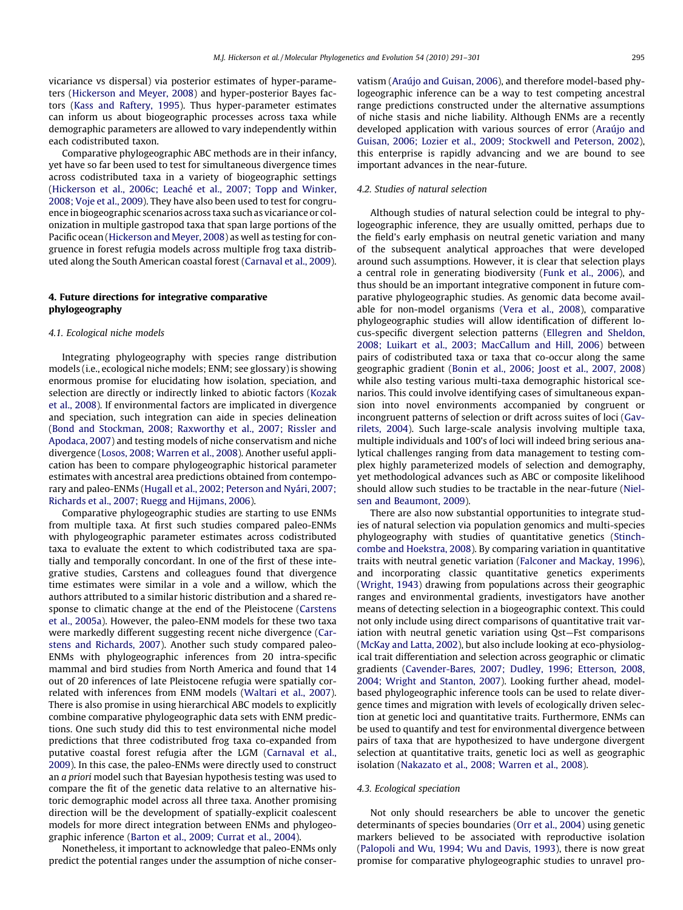vicariance vs dispersal) via posterior estimates of hyper-parameters (Hickerson and Meyer, 2008) and hyper-posterior Bayes factors (Kass and Raftery, 1995). Thus hyper-parameter estimates can inform us about biogeographic processes across taxa while demographic parameters are allowed to vary independently within each codistributed taxon.

Comparative phylogeographic ABC methods are in their infancy, yet have so far been used to test for simultaneous divergence times across codistributed taxa in a variety of biogeographic settings (Hickerson et al., 2006c; Leaché et al., 2007; Topp and Winker, 2008; Voje et al., 2009). They have also been used to test for congruence in biogeographic scenarios across taxa such as vicariance or colonization in multiple gastropod taxa that span large portions of the Pacific ocean (Hickerson and Meyer, 2008) as well as testing for congruence in forest refugia models across multiple frog taxa distributed along the South American coastal forest (Carnaval et al., 2009).

## 4. Future directions for integrative comparative phylogeography

### 4.1. Ecological niche models

Integrating phylogeography with species range distribution models (i.e., ecological niche models; ENM; see glossary) is showing enormous promise for elucidating how isolation, speciation, and selection are directly or indirectly linked to abiotic factors (Kozak et al., 2008). If environmental factors are implicated in divergence and speciation, such integration can aide in species delineation (Bond and Stockman, 2008; Raxworthy et al., 2007; Rissler and Apodaca, 2007) and testing models of niche conservatism and niche divergence (Losos, 2008; Warren et al., 2008). Another useful application has been to compare phylogeographic historical parameter estimates with ancestral area predictions obtained from contemporary and paleo-ENMs (Hugall et al., 2002; Peterson and Nyári, 2007; Richards et al., 2007; Ruegg and Hijmans, 2006).

Comparative phylogeographic studies are starting to use ENMs from multiple taxa. At first such studies compared paleo-ENMs with phylogeographic parameter estimates across codistributed taxa to evaluate the extent to which codistributed taxa are spatially and temporally concordant. In one of the first of these integrative studies, Carstens and colleagues found that divergence time estimates were similar in a vole and a willow, which the authors attributed to a similar historic distribution and a shared response to climatic change at the end of the Pleistocene (Carstens et al., 2005a). However, the paleo-ENM models for these two taxa were markedly different suggesting recent niche divergence (Carstens and Richards, 2007). Another such study compared paleo-ENMs with phylogeographic inferences from 20 intra-specific mammal and bird studies from North America and found that 14 out of 20 inferences of late Pleistocene refugia were spatially correlated with inferences from ENM models (Waltari et al., 2007). There is also promise in using hierarchical ABC models to explicitly combine comparative phylogeographic data sets with ENM predictions. One such study did this to test environmental niche model predictions that three codistributed frog taxa co-expanded from putative coastal forest refugia after the LGM (Carnaval et al., 2009). In this case, the paleo-ENMs were directly used to construct an *a priori* model such that Bayesian hypothesis testing was used to compare the fit of the genetic data relative to an alternative historic demographic model across all three taxa. Another promising direction will be the development of spatially-explicit coalescent models for more direct integration between ENMs and phylogeographic inference (Barton et al., 2009; Currat et al., 2004).

Nonetheless, it important to acknowledge that paleo-ENMs only predict the potential ranges under the assumption of niche conservatism (Araújo and Guisan, 2006), and therefore model-based phylogeographic inference can be a way to test competing ancestral range predictions constructed under the alternative assumptions of niche stasis and niche liability. Although ENMs are a recently developed application with various sources of error (Araújo and Guisan, 2006; Lozier et al., 2009; Stockwell and Peterson, 2002), this enterprise is rapidly advancing and we are bound to see important advances in the near-future.

### 4.2. Studies of natural selection

Although studies of natural selection could be integral to phylogeographic inference, they are usually omitted, perhaps due to the field's early emphasis on neutral genetic variation and many of the subsequent analytical approaches that were developed around such assumptions. However, it is clear that selection plays a central role in generating biodiversity (Funk et al., 2006), and thus should be an important integrative component in future comparative phylogeographic studies. As genomic data become available for non-model organisms (Vera et al., 2008), comparative phylogeographic studies will allow identification of different locus-specific divergent selection patterns (Ellegren and Sheldon, 2008; Luikart et al., 2003; MacCallum and Hill, 2006) between pairs of codistributed taxa or taxa that co-occur along the same geographic gradient (Bonin et al., 2006; Joost et al., 2007, 2008) while also testing various multi-taxa demographic historical scenarios. This could involve identifying cases of simultaneous expansion into novel environments accompanied by congruent or incongruent patterns of selection or drift across suites of loci (Gavrilets, 2004). Such large-scale analysis involving multiple taxa, multiple individuals and 100's of loci will indeed bring serious analytical challenges ranging from data management to testing complex highly parameterized models of selection and demography, yet methodological advances such as ABC or composite likelihood should allow such studies to be tractable in the near-future (Nielsen and Beaumont, 2009).

There are also now substantial opportunities to integrate studies of natural selection via population genomics and multi-species phylogeography with studies of quantitative genetics (Stinchcombe and Hoekstra, 2008). By comparing variation in quantitative traits with neutral genetic variation (Falconer and Mackay, 1996), and incorporating classic quantitative genetics experiments (Wright, 1943) drawing from populations across their geographic ranges and environmental gradients, investigators have another means of detecting selection in a biogeographic context. This could not only include using direct comparisons of quantitative trait variation with neutral genetic variation using Qst–Fst comparisons (McKay and Latta, 2002), but also include looking at eco-physiological trait differentiation and selection across geographic or climatic gradients (Cavender-Bares, 2007; Dudley, 1996; Etterson, 2008, 2004; Wright and Stanton, 2007). Looking further ahead, model-based phylogeographic inference tools can be used to relate divergence times and migration with levels of ecologically driven selection at genetic loci and quantitative traits. Furthermore, ENMs can be used to quantify and test for environmental divergence between pairs of taxa that are hypothesized to have undergone divergent selection at quantitative traits, genetic loci as well as geographic isolation (Nakazato et al., 2008; Warren et al., 2008).

### 4.3. Ecological speciation

Not only should researchers be able to uncover the genetic determinants of species boundaries (Orr et al., 2004) using genetic markers believed to be associated with reproductive isolation (Palopoli and Wu, 1994; Wu and Davis, 1993), there is now great promise for comparative phylogeographic studies to unravel pro-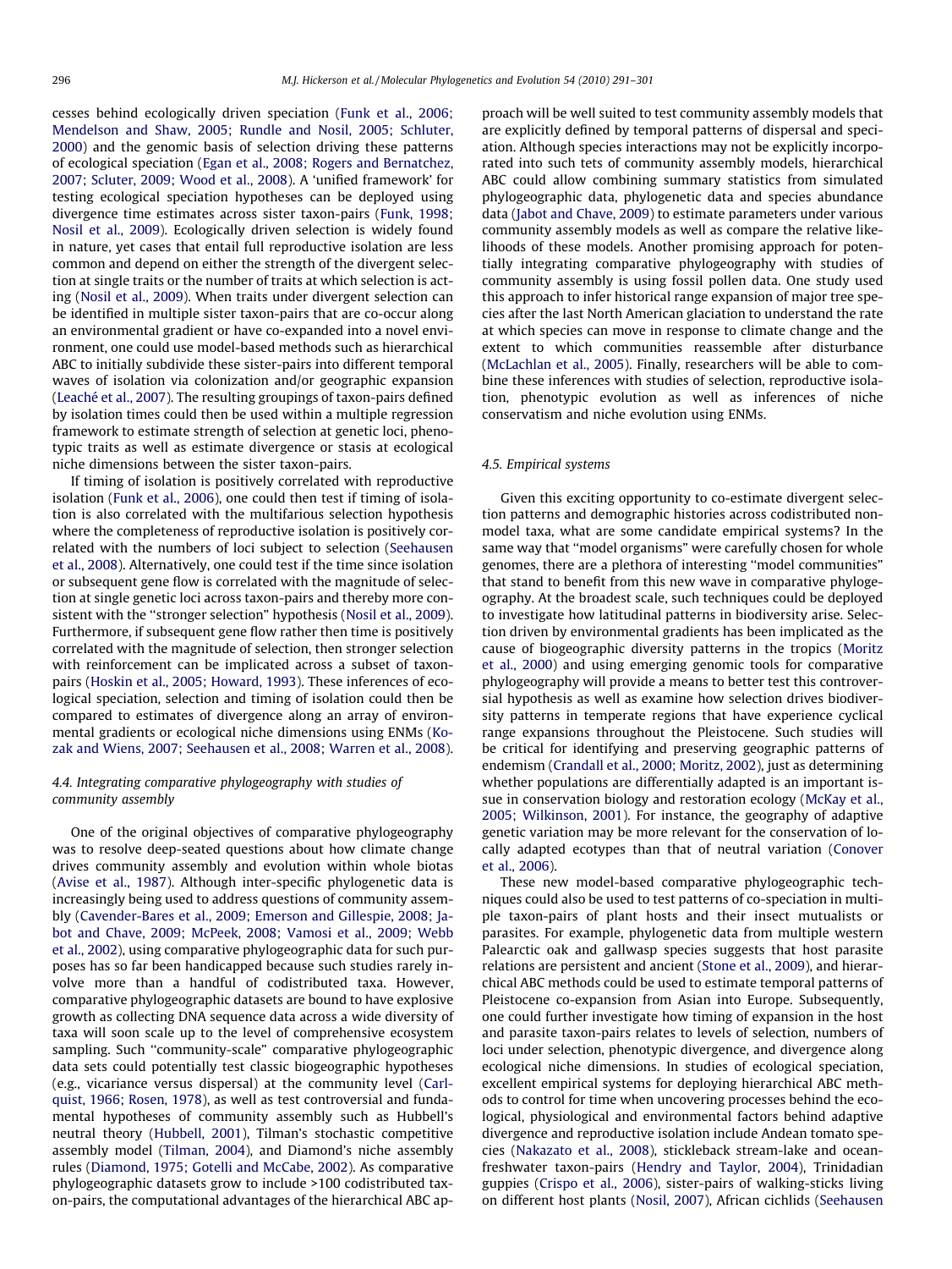cesses behind ecologically driven speciation (Funk et al., 2006; Mendelson and Shaw, 2005; Rundle and Nosil, 2005; Schluter, 2000) and the genomic basis of selection driving these patterns of ecological speciation (Egan et al., 2008; Rogers and Bernatchez, 2007; Scluter, 2009; Wood et al., 2008). A 'unified framework' for testing ecological speciation hypotheses can be deployed using divergence time estimates across sister taxon-pairs (Funk, 1998; Nosil et al., 2009). Ecologically driven selection is widely found in nature, yet cases that entail full reproductive isolation are less common and depend on either the strength of the divergent selection at single traits or the number of traits at which selection is acting (Nosil et al., 2009). When traits under divergent selection can be identified in multiple sister taxon-pairs that are co-occur along an environmental gradient or have co-expanded into a novel environment, one could use model-based methods such as hierarchical ABC to initially subdivide these sister-pairs into different temporal waves of isolation via colonization and/or geographic expansion (Leaché et al., 2007). The resulting groupings of taxon-pairs defined by isolation times could then be used within a multiple regression framework to estimate strength of selection at genetic loci, phenotypic traits as well as estimate divergence or stasis at ecological niche dimensions between the sister taxon-pairs.

If timing of isolation is positively correlated with reproductive isolation (Funk et al., 2006), one could then test if timing of isolation is also correlated with the multifarious selection hypothesis where the completeness of reproductive isolation is positively correlated with the numbers of loci subject to selection (Seehausen et al., 2008). Alternatively, one could test if the time since isolation or subsequent gene flow is correlated with the magnitude of selection at single genetic loci across taxon-pairs and thereby more consistent with the "stronger selection" hypothesis (Nosil et al., 2009). Furthermore, if subsequent gene flow rather then time is positively correlated with the magnitude of selection, then stronger selection with reinforcement can be implicated across a subset of taxon-pairs (Hoskin et al., 2005; Howard, 1993). These inferences of ecological speciation, selection and timing of isolation could then be compared to estimates of divergence along an array of environmental gradients or ecological niche dimensions using ENMs (Kozak and Wiens, 2007; Seehausen et al., 2008; Warren et al., 2008).

### 4.4. Integrating comparative phylogeography with studies of community assembly

One of the original objectives of comparative phylogeography was to resolve deep-seated questions about how climate change drives community assembly and evolution within whole biotas (Avise et al., 1987). Although inter-specific phylogenetic data is increasingly being used to address questions of community assembly (Cavender-Bares et al., 2009; Emerson and Gillespie, 2008; Jabot and Chave, 2009; McPeek, 2008; Vamosi et al., 2009; Webb et al., 2002), using comparative phylogeographic data for such purposes has so far been handicapped because such studies rarely involve more than a handful of codistributed taxa. However, comparative phylogeographic datasets are bound to have explosive growth as collecting DNA sequence data across a wide diversity of taxa will soon scale up to the level of comprehensive ecosystem sampling. Such "community-scale" comparative phylogeographic data sets could potentially test classic biogeographic hypotheses (e.g., vicariance versus dispersal) at the community level (Carlquist, 1966; Rosen, 1978), as well as test controversial and fundamental hypotheses of community assembly such as Hubbell's neutral theory (Hubbell, 2001), Tilman's stochastic competitive assembly model (Tilman, 2004), and Diamond's niche assembly rules (Diamond, 1975; Gotelli and McCabe, 2002). As comparative phylogeographic datasets grow to include >100 codistributed taxon-pairs, the computational advantages of the hierarchical ABC approach will be well suited to test community assembly models that are explicitly defined by temporal patterns of dispersal and speciation. Although species interactions may not be explicitly incorporated into such tets of community assembly models, hierarchical ABC could allow combining summary statistics from simulated phylogeographic data, phylogenetic data and species abundance data (Jabot and Chave, 2009) to estimate parameters under various community assembly models as well as compare the relative likelihoods of these models. Another promising approach for potentially integrating comparative phylogeography with studies of community assembly is using fossil pollen data. One study used this approach to infer historical range expansion of major tree species after the last North American glaciation to understand the rate at which species can move in response to climate change and the extent to which communities reassemble after disturbance (McLachlan et al., 2005). Finally, researchers will be able to combine these inferences with studies of selection, reproductive isolation, phenotypic evolution as well as inferences of niche conservatism and niche evolution using ENMs.

### 4.5. Empirical systems

Given this exciting opportunity to co-estimate divergent selection patterns and demographic histories across codistributed non-model taxa, what are some candidate empirical systems? In the same way that "model organisms" were carefully chosen for whole genomes, there are a plethora of interesting "model communities" that stand to benefit from this new wave in comparative phylogeography. At the broadest scale, such techniques could be deployed to investigate how latitudinal patterns in biodiversity arise. Selection driven by environmental gradients has been implicated as the cause of biogeographic diversity patterns in the tropics (Moritz et al., 2000) and using emerging genomic tools for comparative phylogeography will provide a means to better test this controversial hypothesis as well as examine how selection drives biodiversity patterns in temperate regions that have experience cyclical range expansions throughout the Pleistocene. Such studies will be critical for identifying and preserving geographic patterns of endemism (Crandall et al., 2000; Moritz, 2002), just as determining whether populations are differentially adapted is an important issue in conservation biology and restoration ecology (McKay et al., 2005; Wilkinson, 2001). For instance, the geography of adaptive genetic variation may be more relevant for the conservation of locally adapted ecotypes than that of neutral variation (Conover et al., 2006).

These new model-based comparative phylogeographic techniques could also be used to test patterns of co-speciation in multiple taxon-pairs of plant hosts and their insect mutualists or parasites. For example, phylogenetic data from multiple western Palearctic oak and gallwasp species suggests that host parasite relations are persistent and ancient (Stone et al., 2009), and hierarchical ABC methods could be used to estimate temporal patterns of Pleistocene co-expansion from Asian into Europe. Subsequently, one could further investigate how timing of expansion in the host and parasite taxon-pairs relates to levels of selection, numbers of loci under selection, phenotypic divergence, and divergence along ecological niche dimensions. In studies of ecological speciation, excellent empirical systems for deploying hierarchical ABC methods to control for time when uncovering processes behind the ecological, physiological and environmental factors behind adaptive divergence and reproductive isolation include Andean tomato species (Nakazato et al., 2008), stickleback stream-lake and ocean-freshwater taxon-pairs (Hendry and Taylor, 2004), Trinidadian guppies (Crispo et al., 2006), sister-pairs of walking-sticks living on different host plants (Nosil, 2007), African cichlids (Seehausen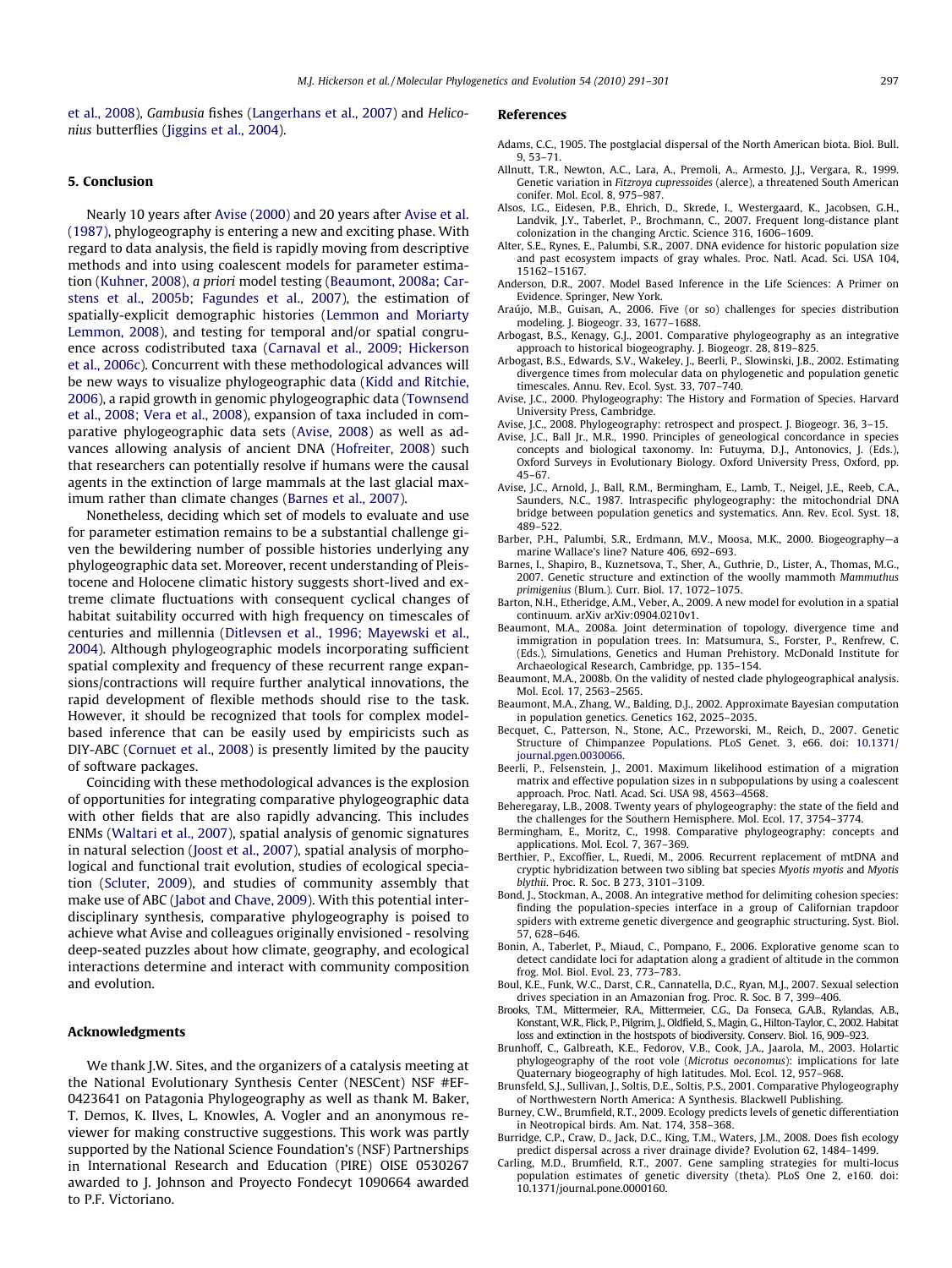et al., 2008), *Gambusia* fishes (Langerhans et al., 2007) and *Heliconius* butterflies (Jiggins et al., 2004).

## 5. Conclusion

Nearly 10 years after Avise (2000) and 20 years after Avise et al. (1987), phylogeography is entering a new and exciting phase. With regard to data analysis, the field is rapidly moving from descriptive methods and into using coalescent models for parameter estimation (Kuhner, 2008), *a priori* model testing (Beaumont, 2008a; Carstens et al., 2005b; Fagundes et al., 2007), the estimation of spatially-explicit demographic histories (Lemmon and Moriarty Lemmon, 2008), and testing for temporal and/or spatial congruence across codistributed taxa (Carnaval et al., 2009; Hickerson et al., 2006c). Concurrent with these methodological advances will be new ways to visualize phylogeographic data (Kidd and Ritchie, 2006), a rapid growth in genomic phylogeographic data (Townsend et al., 2008; Vera et al., 2008), expansion of taxa included in comparative phylogeographic data sets (Avise, 2008) as well as advances allowing analysis of ancient DNA (Hofreiter, 2008) such that researchers can potentially resolve if humans were the causal agents in the extinction of large mammals at the last glacial maximum rather than climate changes (Barnes et al., 2007).

Nonetheless, deciding which set of models to evaluate and use for parameter estimation remains to be a substantial challenge given the bewildering number of possible histories underlying any phylogeographic data set. Moreover, recent understanding of Pleistocene and Holocene climatic history suggests short-lived and extreme climate fluctuations with consequent cyclical changes of habitat suitability occurred with high frequency on timescales of centuries and millennia (Ditlevsen et al., 1996; Mayewski et al., 2004). Although phylogeographic models incorporating sufficient spatial complexity and frequency of these recurrent range expansions/contractions will require further analytical innovations, the rapid development of flexible methods should rise to the task. However, it should be recognized that tools for complex model-based inference that can be easily used by empiricists such as DIY-ABC (Cornuet et al., 2008) is presently limited by the paucity of software packages.

Coinciding with these methodological advances is the explosion of opportunities for integrating comparative phylogeographic data with other fields that are also rapidly advancing. This includes ENMs (Waltari et al., 2007), spatial analysis of genomic signatures in natural selection (Joost et al., 2007), spatial analysis of morphological and functional trait evolution, studies of ecological speciation (Scluter, 2009), and studies of community assembly that make use of ABC (Jabot and Chave, 2009). With this potential interdisciplinary synthesis, comparative phylogeography is poised to achieve what Avise and colleagues originally envisioned - resolving deep-seated puzzles about how climate, geography, and ecological interactions determine and interact with community composition and evolution.

## Acknowledgments

We thank J.W. Sites, and the organizers of a catalysis meeting at the National Evolutionary Synthesis Center (NESCent) NSF #EF-0423641 on Patagonia Phylogeography as well as thank M. Baker, T. Demos, K. Ilves, L. Knowles, A. Vogler and an anonymous reviewer for making constructive suggestions. This work was partly supported by the National Science Foundation's (NSF) Partnerships in International Research and Education (PIRE) OISE 0530267 awarded to J. Johnson and Proyecto Fondecyt 1090664 awarded to P.F. Victoriano.

## References

Adams, C.C., 1905. The postglacial dispersal of the North American biota. Biol. Bull. 9, 53–71.

Allnutt, T.R., Newton, A.C., Lara, A., Premoli, A., Armesto, J.J., Vergara, R., 1999. Genetic variation in *Fitzroya cupressoides* (alerce), a threatened South American conifer. Mol. Ecol. 8, 975–987.

Alsos, I.G., Eidesen, P.B., Ehrich, D., Skrede, I., Westergaard, K., Jacobsen, G.H., Landvik, J.Y., Taberlet, P., Brochmann, C., 2007. Frequent long-distance plant colonization in the changing Arctic. Science 316, 1606–1609.

Alter, S.E., Rynes, E., Palumbi, S.R., 2007. DNA evidence for historic population size and past ecosystem impacts of gray whales. Proc. Natl. Acad. Sci. USA 104, 15162–15167.

Anderson, D.R., 2007. Model Based Inference in the Life Sciences: A Primer on Evidence. Springer, New York.

Araújo, M.B., Guisan, A., 2006. Five (or so) challenges for species distribution modeling. J. Biogeogr. 33, 1677–1688.

Arbogast, B.S., Kenagy, G.J., 2001. Comparative phylogeography as an integrative approach to historical biogeography. J. Biogeogr. 28, 819–825.

Arbogast, B.S., Edwards, S.V., Wakeley, J., Beerli, P., Slowinski, J.B., 2002. Estimating divergence times from molecular data on phylogenetic and population genetic timescales. Annu. Rev. Ecol. Syst. 33, 707–740.

Avise, J.C., 2000. Phylogeography: The History and Formation of Species. Harvard University Press, Cambridge.

Avise, J.C., 2008. Phylogeography: retrospect and prospect. J. Biogeogr. 36, 3–15.

Avise, J.C., Ball Jr., M.R., 1990. Principles of geneological concordance in species concepts and biological taxonomy. In: Futuyma, D.J., Antonovics, J. (Eds.), Oxford Surveys in Evolutionary Biology. Oxford University Press, Oxford, pp. 45–67.

Avise, J.C., Arnold, J., Ball, R.M., Bermingham, E., Lamb, T., Neigel, J.E., Reeb, C.A., Saunders, N.C., 1987. Intraspecific phylogeography: the mitochondrial DNA bridge between population genetics and systematics. Ann. Rev. Ecol. Syst. 18, 489–522.

Barber, P.H., Palumbi, S.R., Erdmann, M.V., Moosa, M.K., 2000. Biogeography—a marine Wallace's line? Nature 406, 692–693.

Barnes, I., Shapiro, B., Kuznetsova, T., Sher, A., Guthrie, D., Lister, A., Thomas, M.G., 2007. Genetic structure and extinction of the woolly mammoth *Mammuthus primigenius* (Blum.). Curr. Biol. 17, 1072–1075.

Barton, N.H., Etheridge, A.M., Veber, A., 2009. A new model for evolution in a spatial continuum. arXiv arXiv:0904.0210v1.

Beaumont, M.A., 2008a. Joint determination of topology, divergence time and immigration in population trees. In: Matsumura, S., Forster, P., Renfrew, C. (Eds.), Simulations, Genetics and Human Prehistory. McDonald Institute for Archaeological Research, Cambridge, pp. 135–154.

Beaumont, M.A., 2008b. On the validity of nested clade phylogeographical analysis. Mol. Ecol. 17, 2563–2565.

Beaumont, M.A., Zhang, W., Balding, D.J., 2002. Approximate Bayesian computation in population genetics. Genetics 162, 2025–2035.

Becquet, C., Patterson, N., Stone, A.C., Przeworski, M., Reich, D., 2007. Genetic Structure of Chimpanzee Populations. PLoS Genet. 3, e66. doi: 10.1371/journal.pgen.0030066.

Beerli, P., Felsenstein, J., 2001. Maximum likelihood estimation of a migration matrix and effective population sizes in n subpopulations by using a coalescent approach. Proc. Natl. Acad. Sci. USA 98, 4563–4568.

Beheregaray, L.B., 2008. Twenty years of phylogeography: the state of the field and the challenges for the Southern Hemisphere. Mol. Ecol. 17, 3754–3774.

Bermingham, E., Moritz, C., 1998. Comparative phylogeography: concepts and applications. Mol. Ecol. 7, 367–369.

Berthier, P., Excoffier, L., Ruedi, M., 2006. Recurrent replacement of mtDNA and cryptic hybridization between two sibling bat species *Myotis myotis* and *Myotis blythii*. Proc. R. Soc. B 273, 3101–3109.

Bond, J., Stockman, A., 2008. An integrative method for delimiting cohesion species: finding the population-species interface in a group of Californian trapdoor spiders with extreme genetic divergence and geographic structuring. Syst. Biol. 57, 628–646.

Bonin, A., Taberlet, P., Miaud, C., Pompano, F., 2006. Explorative genome scan to detect candidate loci for adaptation along a gradient of altitude in the common frog. Mol. Biol. Evol. 23, 773–783.

Boul, K.E., Funk, W.C., Darst, C.R., Cannatella, D.C., Ryan, M.J., 2007. Sexual selection drives speciation in an Amazonian frog. Proc. R. Soc. B 7, 399–406.

Brooks, T.M., Mittermeier, R.A., Mittermeier, C.G., Da Fonseca, G.A.B., Rylands, A.B., Konstant, W.R., Flick, P., Pilgrim, J., Oldfield, S., Magin, G., Hilton-Taylor, C., 2002. Habitat loss and extinction in the hostspots of biodiversity. Conserv. Biol. 16, 909–923.

Brunhoff, C., Galbreath, K.E., Fedorov, V.B., Cook, J.A., Jaarola, M., 2003. Holartic phylogeography of the root vole (*Microtus oeconomus*): implications for late Quaternary biogeography of high latitudes. Mol. Ecol. 12, 957–968.

Brunsfeld, S.J., Sullivan, J., Soltis, D.E., Soltis, P.S., 2001. Comparative Phylogeography of Northwestern North America: A Synthesis. Blackwell Publishing.

Burney, C.W., Brumfield, R.T., 2009. Ecology predicts levels of genetic differentiation in Neotropical birds. Am. Nat. 174, 358–368.

Burridge, C.P., Craw, D., Jack, D.C., King, T.M., Waters, J.M., 2008. Does fish ecology predict dispersal across a river drainage divide? Evolution 62, 1484–1499.

Carling, M.D., Brumfield, R.T., 2007. Gene sampling strategies for multi-locus population estimates of genetic diversity (theta). PLoS One 2, e160. doi: 10.1371/journal.pone.0000160.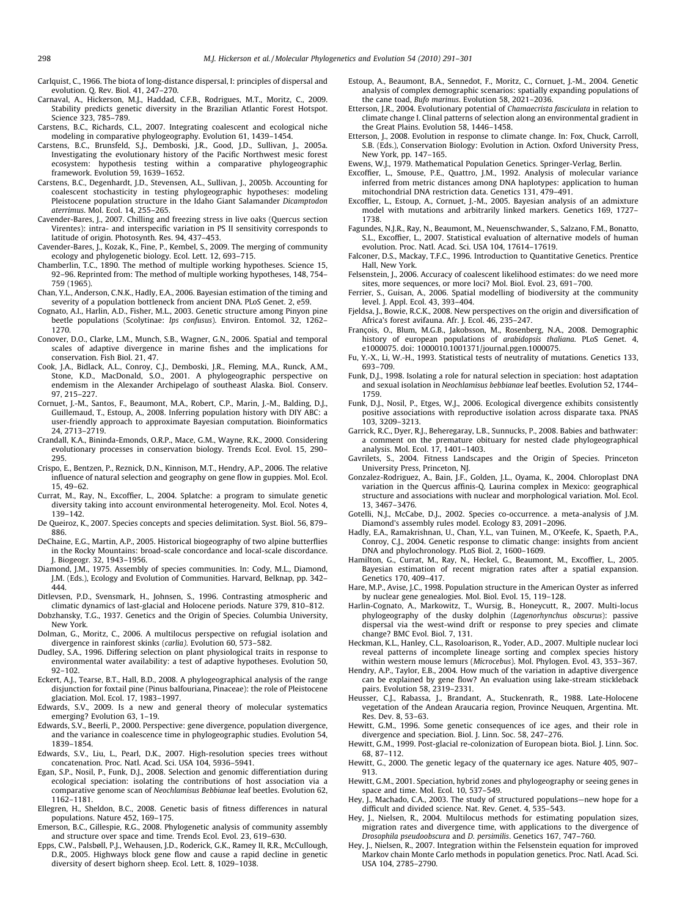Carlquist, C., 1966. The biota of long-distance dispersal, I: principles of dispersal and evolution. Q. Rev. Biol. 41, 247–270.

Carnaval, A., Hickerson, M.J., Haddad, C.F.B., Rodrigues, M.T., Moritz, C., 2009. Stability predicts genetic diversity in the Brazilian Atlantic Forest Hotspot. Science 323, 785–789.

Carstens, B.C., Richards, C.L., 2007. Integrating coalescent and ecological niche modeling in comparative phylogeography. Evolution 61, 1439–1454.

Carstens, B.C., Brunsfeld, S.J., Demboski, J.R., Good, J.D., Sullivan, J., 2005a. Investigating the evolutionary history of the Pacific Northwest mesic forest ecosystem: hypothesis testing within a comparative phylogeographic framework. Evolution 59, 1639–1652.

Carstens, B.C., Degenhardt, J.D., Stevensen, A.L., Sullivan, J., 2005b. Accounting for coalescent stochasticity in testing phylogeographic hypotheses: modeling Pleistocene population structure in the Idaho Giant Salamander *Dicamptodon aterrimus*. Mol. Ecol. 14, 255–265.

Cavender-Bares, J., 2007. Chilling and freezing stress in live oaks (Quercus section Virentes): intra- and interspecific variation in PS II sensitivity corresponds to latitude of origin. Photosynth. Res. 94, 437–453.

Cavender-Bares, J., Kozak, K., Fine, P., Kembel, S., 2009. The merging of community ecology and phylogenetic biology. Ecol. Lett. 12, 693–715.

Chamberlin, T.C., 1890. The method of multiple working hypotheses. Science 15, 92–96. Reprinted from: The method of multiple working hypotheses, 148, 754–759 (1965).

Chan, Y.L., Anderson, C.N.K., Hadly, E.A., 2006. Bayesian estimation of the timing and severity of a population bottleneck from ancient DNA. PLoS Genet. 2, e59.

Cognato, A.I., Harlin, A.D., Fisher, M.L., 2003. Genetic structure among Pinyon pine beetle populations (Scolytinae: *Ips confusus*). Environ. Entomol. 32, 1262–1270.

Conover, D.O., Clarke, L.M., Munch, S.B., Wagner, G.N., 2006. Spatial and temporal scales of adaptive divergence in marine fishes and the implications for conservation. Fish Biol. 21, 47.

Cook, J.A., Bidlack, A.L., Conroy, C.J., Demboski, J.R., Fleming, M.A., Runck, A.M., Stone, K.D., MacDonald, S.O., 2001. A phylogeographic perspective on endemism in the Alexander Archipelago of southeast Alaska. Biol. Conserv. 97, 215–227.

Cornuet, J.-M., Santos, F., Beaumont, M.A., Robert, C.P., Marin, J.-M., Balding, D.J., Guillemaud, T., Estoup, A., 2008. Inferring population history with DIY ABC: a user-friendly approach to approximate Bayesian computation. Bioinformatics 24, 2713–2719.

Crandall, K.A., Bininda-Emonds, O.R.P., Mace, G.M., Wayne, R.K., 2000. Considering evolutionary processes in conservation biology. Trends Ecol. Evol. 15, 290–295.

Crispo, E., Bentzen, P., Reznick, D.N., Kinnison, M.T., Hendry, A.P., 2006. The relative influence of natural selection and geography on gene flow in guppies. Mol. Ecol. 15, 49–62.

Currat, M., Ray, N., Excoffier, L., 2004. Splatche: a program to simulate genetic diversity taking into account environmental heterogeneity. Mol. Ecol. Notes 4, 139–142.

De Queiroz, K., 2007. Species concepts and species delimitation. Syst. Biol. 56, 879–886.

DeChaine, E.G., Martin, A.P., 2005. Historical biogeography of two alpine butterflies in the Rocky Mountains: broad-scale concordance and local-scale discordance. J. Biogeogr. 32, 1943–1956.

Diamond, J.M., 1975. Assembly of species communities. In: Cody, M.L., Diamond, J.M. (Eds.), Ecology and Evolution of Communities. Harvard, Belknap, pp. 342–444.

Ditlevsen, P.D., Svensmark, H., Johnsen, S., 1996. Contrasting atmospheric and climatic dynamics of last-glacial and Holocene periods. Nature 379, 810–812.

Dobzhansky, T.G., 1937. Genetics and the Origin of Species. Columbia University, New York.

Dolman, G., Moritz, C., 2006. A multilocus perspective on refugial isolation and divergence in rainforest skinks (*carlia*). Evolution 60, 573–582.

Dudley, S.A., 1996. Differing selection on plant physiological traits in response to environmental water availability: a test of adaptive hypotheses. Evolution 50, 92–102.

Eckert, A.J., Tearse, B.T., Hall, B.D., 2008. A phylogeographical analysis of the range disjunction for foxtail pine (Pinus balfouriana, Pinaceae): the role of Pleistocene glaciation. Mol. Ecol. 17, 1983–1997.

Edwards, S.V., 2009. Is a new and general theory of molecular systematics emerging? Evolution 63, 1–19.

Edwards, S.V., Beerli, P., 2000. Perspective: gene divergence, population divergence, and the variance in coalescence time in phylogeographic studies. Evolution 54, 1839–1854.

Edwards, S.V., Liu, L., Pearl, D.K., 2007. High-resolution species trees without concatenation. Proc. Natl. Acad. Sci. USA 104, 5936–5941.

Egan, S.P., Nosil, P., Funk, D.J., 2008. Selection and genomic differentiation during ecological speciation: isolating the contributions of host association via a comparative genome scan of *Neochlamisus Bebbianae* leaf beetles. Evolution 62, 1162–1181.

Ellegren, H., Sheldon, B.C., 2008. Genetic basis of fitness differences in natural populations. Nature 452, 169–175.

Emerson, B.C., Gillespie, R.G., 2008. Phylogenetic analysis of community assembly and structure over space and time. Trends Ecol. Evol. 23, 619–630.

Epps, C.W., Palsbøll, P.J., Wehausen, J.D., Roderick, G.K., Ramey II, R.R., McCullough, D.R., 2005. Highways block gene flow and cause a rapid decline in genetic diversity of desert bighorn sheep. Ecol. Lett. 8, 1029–1038.

Estoup, A., Beaumont, B.A., Sennedot, F., Moritz, C., Cornuet, J.-M., 2004. Genetic analysis of complex demographic scenarios: spatially expanding populations of the cane toad, *Bufo marinus*. Evolution 58, 2021–2036.

Etterson, J.R., 2004. Evolutionary potential of *Chamaecrista fasciculata* in relation to climate change I. Clinal patterns of selection along an environmental gradient in the Great Plains. Evolution 58, 1446–1458.

Etterson, J., 2008. Evolution in response to climate change. In: Fox, Chuck, Carroll, S.B. (Eds.), Conservation Biology: Evolution in Action. Oxford University Press, New York, pp. 147–165.

Ewens, W.J., 1979. Mathematical Population Genetics. Springer-Verlag, Berlin.

Excoffier, L., Smouse, P.E., Quattro, J.M., 1992. Analysis of molecular variance inferred from metric distances among DNA haplotypes: application to human mitochondrial DNA restriction data. Genetics 131, 479–491.

Excoffier, L., Estoup, A., Cornuet, J.-M., 2005. Bayesian analysis of an admixture model with mutations and arbitrarily linked markers. Genetics 169, 1727–1738.

Fagundes, N.J.R., Ray, N., Beaumont, M., Neuenschwander, S., Salzano, F.M., Bonatto, S.L., Excoffier, L., 2007. Statistical evaluation of alternative models of human evolution. Proc. Natl. Acad. Sci. USA 104, 17614–17619.

Falconer, D.S., Mackay, T.F.C., 1996. Introduction to Quantitative Genetics. Prentice Hall, New York.

Felsenstein, J., 2006. Accuracy of coalescent likelihood estimates: do we need more sites, more sequences, or more loci? Mol. Biol. Evol. 23, 691–700.

Ferrier, S., Guisan, A., 2006. Spatial modelling of biodiversity at the community level. J. Appl. Ecol. 43, 393–404.

Fjeldsa, J., Bowie, R.C.K., 2008. New perspectives on the origin and diversification of Africa's forest avifauna. Afr. J. Ecol. 46, 235–247.

François, O., Blum, M.G.B., Jakobsson, M., Rosenberg, N.A., 2008. Demographic history of european populations of *arabidopsis thaliana*. PLoS Genet. 4, e1000075. doi: 1000010.1001371/journal.pgen.1000075.

Fu, Y.-X., Li, W.-H., 1993. Statistical tests of neutrality of mutations. Genetics 133, 693–709.

Funk, D.J., 1998. Isolating a role for natural selection in speciation: host adaptation and sexual isolation in *Neochlamisus bebbianae* leaf beetles. Evolution 52, 1744–1759.

Funk, D.J., Nosil, P., Etges, W.J., 2006. Ecological divergence exhibits consistently positive associations with reproductive isolation across disparate taxa. PNAS 103, 3209–3213.

Garrick, R.C., Dyer, R.J., Beheregaray, L.B., Sunnucks, P., 2008. Babies and bathwater: a comment on the premature obituary for nested clade phylogeographical analysis. Mol. Ecol. 17, 1401–1403.

Gavrilets, S., 2004. Fitness Landscapes and the Origin of Species. Princeton University Press, Princeton, NJ.

Gonzalez-Rodriguez, A., Bain, J.F., Golden, J.L., Oyama, K., 2004. Chloroplast DNA variation in the Quercus affinis-Q. Laurina complex in Mexico: geographical structure and associations with nuclear and morphological variation. Mol. Ecol. 13, 3467–3476.

Gotelli, N.J., McCabe, D.J., 2002. Species co-occurrence. a meta-analysis of J.M. Diamond's assembly rules model. Ecology 83, 2091–2096.

Hadly, E.A., Ramakrishnan, U., Chan, Y.L., van Tuinen, M., O'Keefe, K., Spaeth, P.A., Conroy, C.J., 2004. Genetic response to climatic change: insights from ancient DNA and phylochronology. PLoS Biol. 2, 1600–1609.

Hamilton, G., Currat, M., Ray, N., Heckel, G., Beaumont, M., Excoffier, L., 2005. Bayesian estimation of recent migration rates after a spatial expansion. Genetics 170, 409–417.

Hare, M.P., Avise, J.C., 1998. Population structure in the American Oyster as inferred by nuclear gene genealogies. Mol. Biol. Evol. 15, 119–128.

Harlin-Cognato, A., Markowitz, T., Wursig, B., Honeycutt, R., 2007. Multi-locus phylogeography of the dusky dolphin (*Lagenorhynchus obscurus*): passive dispersal via the west-wind drift or response to prey species and climate change? BMC Evol. Biol. 7, 131.

Heckman, K.L., Hanley, C.L., Rasoloarison, R., Yoder, A.D., 2007. Multiple nuclear loci reveal patterns of incomplete lineage sorting and complex species history within western mouse lemurs (*Microcebus*). Mol. Phylogen. Evol. 43, 353–367.

Hendry, A.P., Taylor, E.B., 2004. How much of the variation in adaptive divergence can be explained by gene flow? An evaluation using lake-stream stickleback pairs. Evolution 58, 2319–2331.

Heusser, C.J., Rabassa, J., Brandant, A., Stuckenrath, R., 1988. Late-Holocene vegetation of the Andean Araucaria region, Province Neuquen, Argentina. Mt. Res. Dev. 8, 53–63.

Hewitt, G.M., 1996. Some genetic consequences of ice ages, and their role in divergence and speciation. Biol. J. Linn. Soc. 58, 247–276.

Hewitt, G.M., 1999. Post-glacial re-colonization of European biota. Biol. J. Linn. Soc. 68, 87–112.

Hewitt, G., 2000. The genetic legacy of the quaternary ice ages. Nature 405, 907–913.

Hewitt, G.M., 2001. Speciation, hybrid zones and phylogeography or seeing genes in space and time. Mol. Ecol. 10, 537–549.

Hey, J., Machado, C.A., 2003. The study of structured populations—new hope for a difficult and divided science. Nat. Rev. Genet. 4, 535–543.

Hey, J., Nielsen, R., 2004. Multilocus methods for estimating population sizes, migration rates and divergence time, with applications to the divergence of *Drosophila pseudoobscura* and *D. persimilis*. Genetics 167, 747–760.

Hey, J., Nielsen, R., 2007. Integration within the Felsenstein equation for improved Markov chain Monte Carlo methods in population genetics. Proc. Natl. Acad. Sci. USA 104, 2785–2790.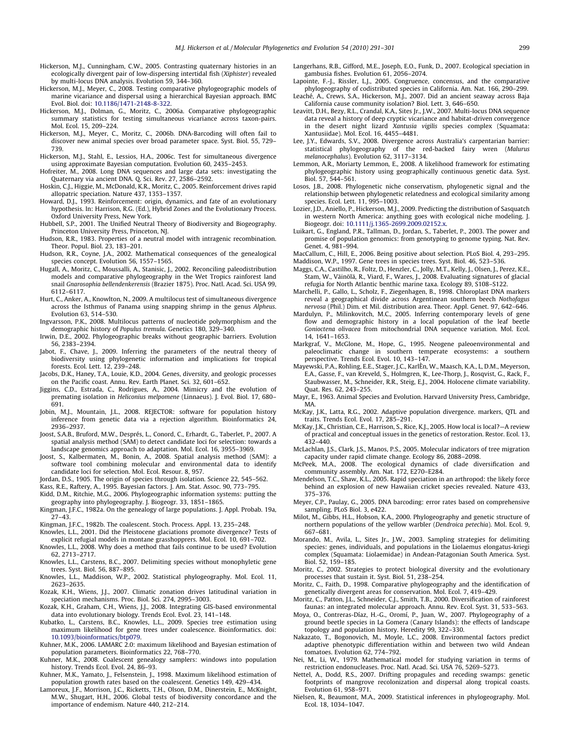Hickerson, M.J., Cunningham, C.W., 2005. Contrasting quaternary histories in an ecologically divergent pair of low-dispersing intertidal fish (*Xiphister*) revealed by multi-locus DNA analysis. Evolution 59, 344–360.

Hickerson, M.J., Meyer, C., 2008. Testing comparative phylogeographic models of marine vicariance and dispersal using a hierarchical Bayesian approach. BMC Evol. Biol. doi: 10.1186/1471-2148-8-322.

Hickerson, M.J., Dolman, G., Moritz, C., 2006a. Comparative phylogeographic summary statistics for testing simultaneous vicariance across taxon-pairs. Mol. Ecol. 15, 209–224.

Hickerson, M.J., Meyer, C., Moritz, C., 2006b. DNA-Barcoding will often fail to discover new animal species over broad parameter space. Syst. Biol. 55, 729–739.

Hickerson, M.J., Stahl, E., Lessios, H.A., 2006c. Test for simultaneous divergence using approximate Bayesian computation. Evolution 60, 2435–2453.

Hofreiter, M., 2008. Long DNA sequences and large data sets: investigating the Quaternary via ancient DNA. Q. Sci. Rev. 27, 2586–2592.

Hoskin, C.J., Higgie, M., McDonald, K.R., Moritz, C., 2005. Reinforcement drives rapid allopatric speciation. Nature 437, 1353–1357.

Howard, D.J., 1993. Reinforcement: origin, dynamics, and fate of an evolutionary hypothesis. In: Harrison, R.G. (Ed.), Hybrid Zones and the Evolutionary Process. Oxford University Press, New York.

Hubbell, S.P., 2001. The Unified Neutral Theory of Biodiversity and Biogeography. Princeton University Press, Princeton, NJ.

Hudson, R.R., 1983. Properties of a neutral model with intragenic recombination. Theor. Popul. Biol. 23, 183–201.

Hudson, R.R., Coyne, J.A., 2002. Mathematical consequences of the genealogical species concept. Evolution 56, 1557–1565.

Hugall, A., Moritz, C., Moussalli, A., Stanisic, J., 2002. Reconciling paleodistribution models and comparative phylogeography in the Wet Tropics rainforest land snail *Gnarosophia bellendenkerensis* (Brazier 1875). Proc. Natl. Acad. Sci. USA 99, 6112–6117.

Hurt, C., Anker, A., Knowlton, N., 2009. A multilocus test of simultaneous divergence across the Isthmus of Panama using snapping shrimp in the genus *Alpheus*. Evolution 63, 514–530.

Ingvarsson, P.K., 2008. Multilocus patterns of nucleotide polymorphism and the demographic history of *Populus tremula*. Genetics 180, 329–340.

Irwin, D.E., 2002. Phylogeographic breaks without geographic barriers. Evolution 56, 2383–2394.

Jabot, F., Chave, J., 2009. Inferring the parameters of the neutral theory of biodiversity using phylogenetic information and implications for tropical forests. Ecol. Lett. 12, 239–248.

Jacobs, D.K., Haney, T.A., Louie, K.D., 2004. Genes, diversity, and geologic processes on the Pacific coast. Annu. Rev. Earth Planet. Sci. 32, 601–652.

Jiggins, C.D., Estrada, C., Rodrigues, A., 2004. Mimicry and the evolution of premating isolation in *Heliconius melpomene* (Linnaeus). J. Evol. Biol. 17, 680–691.

Jobin, M.J., Mountain, J.L., 2008. REJECTOR: software for population history inference from genetic data via a rejection algorithm. Bioinformatics 24, 2936–2937.

Joost, S.A.B., Bruford, M.W., Després, L., Conord, C., Erhardt, G., Taberlet, P., 2007. A spatial analysis method (SAM) to detect candidate loci for selection: towards a landscape genomics approach to adaptation. Mol. Ecol. 16, 3955–3969.

Joost, S., Kalbermaten, M., Bonin, A., 2008. Spatial analysis method (SAM): a software tool combining molecular and environmental data to identify candidate loci for selection. Mol. Ecol. Resour. 8, 957.

Jordan, D.S., 1905. The origin of species through isolation. Science 22, 545–562.

Kass, R.E., Raftery, A., 1995. Bayesian factors. J. Am. Stat. Assoc. 90, 773–795.

Kidd, D.M., Ritchie, M.G., 2006. Phylogeographic information systems: putting the geography into phylogeography. J. Biogeogr. 33, 1851–1865.

Kingman, J.F.C., 1982a. On the genealogy of large populations. J. Appl. Probab. 19a, 27–43.

Kingman, J.F.C., 1982b. The coalescent. Stoch. Process. Appl. 13, 235–248.

Knowles, L.L., 2001. Did the Pleistocene glaciations promote divergence? Tests of explicit refugial models in montane grasshoppers. Mol. Ecol. 10, 691–702.

Knowles, L.L., 2008. Why does a method that fails continue to be used? Evolution 62, 2713–2717.

Knowles, L.L., Carstens, B.C., 2007. Delimiting species without monophyletic gene trees. Syst. Biol. 56, 887–895.

Knowles, L.L., Maddison, W.P., 2002. Statistical phylogeography. Mol. Ecol. 11, 2623–2635.

Kozak, K.H., Wiens, J.J., 2007. Climatic zonation drives latitudinal variation in speciation mechanisms. Proc. Biol. Sci. 274, 2995–3003.

Kozak, K.H., Graham, C.H., Wiens, J.J., 2008. Integrating GIS-based environmental data into evolutionary biology. Trends Ecol. Evol. 23, 141–148.

Kubatko, L., Carstens, B.C., Knowles, L.L., 2009. Species tree estimation using maximum likelihood for gene trees under coalescence. Bioinformatics. doi: 10.1093/bioinformatics/btp079.

Kuhner, M.K., 2006. LAMARC 2.0: maximum likelihood and Bayesian estimation of population parameters. Bioinformatics 22, 768–770.

Kuhner, M.K., 2008. Coalescent genealogy samplers: windows into population history. Trends Ecol. Evol. 24, 86–93.

Kuhner, M.K., Yamato, J., Felsenstein, J., 1998. Maximum likelihood estimation of population growth rates based on the coalescent. Genetics 149, 429–434.

Lamoreux, J.F., Morrison, J.C., Ricketts, T.H., Olson, D.M., Dinerstein, E., McKnight, M.W., Shugart, H.H., 2006. Global tests of biodiversity concordance and the importance of endemism. Nature 440, 212–214.

Langerhans, R.B., Gifford, M.E., Joseph, E.O., Funk, D., 2007. Ecological speciation in gambusia fishes. Evolution 61, 2056–2074.

Lapointe, F.-J., Rissler, L.J., 2005. Congruence, concensus, and the comparative phylogeography of codistributed species in California. Am. Nat. 166, 290–299.

Leaché, A., Crews, S.A., Hickerson, M.J., 2007. Did an ancient seaway across Baja California cause community isolation? Biol. Lett. 3, 646–650.

Leavitt, D.H., Bezy, R.L., Crandal, K.A., Sites Jr., J.W., 2007. Multi-locus DNA sequence data reveal a history of deep cryptic vicariance and habitat-driven convergence in the desert night lizard *Xantusia vigilis* species complex (Squamata: Xantusiidae). Mol. Ecol. 16, 4455–4481.

Lee, J.Y., Edwards, S.V., 2008. Divergence across Australia's carpentarian barrier: statistical phylogeography of the red-backed fairy wren (*Malurus melanocephalus*). Evolution 62, 3117–3134.

Lemmon, A.R., Moriarty Lemmon, E., 2008. A likelihood framework for estimating phylogeographic history using geographically continuous genetic data. Syst. Biol. 57, 544–561.

Losos, J.B., 2008. Phylogenetic niche conservatism, phylogenetic signal and the relationship between phylogenetic relatedness and ecological similarity among species. Ecol. Lett. 11, 995–1003.

Lozier, J.D., Aniello, P., Hickerson, M.J., 2009. Predicting the distribution of Sasquatch in western North America: anything goes with ecological niche modeling. J. Biogeogr. doi: 10.1111/j.1365-2699.2009.02152.x.

Luikart, G., England, P.R., Tallman, D., Jordan, S., Taberlet, P., 2003. The power and promise of population genomics: from genotyping to genome typing. Nat. Rev. Genet. 4, 981–994.

MacCallum, C., Hill, E., 2006. Being positive about selection. PLoS Biol. 4, 293–295.

Maddison, W.P., 1997. Gene trees in species trees. Syst. Biol. 46, 523–536.

Maggs, C.A., Castilho, R., Foltz, D., Henzler, C., Jolly, M.T., Kelly, J., Olsen, J., Perez, K.E., Stam, W., Väinölä, R., Viard, F., Wares, J., 2008. Evaluating signatures of glacial refugia for North Atlantic benthic marine taxa. Ecology 89, S108–S122.

Marchelli, P., Gallo, L., Scholz, F., Ziegenhagen, B., 1998. Chloroplast DNA markers reveal a geographical divide across Argentinean southern beech *Nothofagus nervosa* (Phil.) Dim. et Mil. distribution area. Theor. Appl. Genet. 97, 642–646.

Mardulyn, P., Milinkovitch, M.C., 2005. Inferring contemporary levels of gene flow and demographic history in a local population of the leaf beetle *Gonioctena olivacea* from mitochondrial DNA sequence variation. Mol. Ecol. 14, 1641–1653.

Markgraf, V., McGlone, M., Hope, G., 1995. Neogene paleoenvironmental and paleoclimatic change in southern temperate ecosystems: a southern perspective. Trends Ecol. Evol. 10, 143–147.

Mayewski, P.A., Rohling, E.E., Stager, J.C., KarlÈn, W., Maasch, K.A., L, D.M., Meyerson, E.A., Gasse, F., van Kreveld, S., Holmgren, K., Lee-Thorp, J., Rosqvist, G., Rack, F., Staubwasser, M., Schneider, R.R., Steig, E.J., 2004. Holocene climate variability. Quat. Res. 62, 243–255.

Mayr, E., 1963. Animal Species and Evolution. Harvard University Press, Cambridge, MA.

McKay, J.K., Latta, R.G., 2002. Adaptive population divergence. markers, QTL and traits. Trends Ecol. Evol. 17, 285–291.

McKay, J.K., Christian, C.E., Harrison, S., Rice, K.J., 2005. How local is local?—A review of practical and conceptual issues in the genetics of restoration. Restor. Ecol. 13, 432–440.

McLachlan, J.S., Clark, J.S., Manos, P.S., 2005. Molecular indicators of tree migration capacity under rapid climate change. Ecology 86, 2088–2098.

McPeek, M.A., 2008. The ecological dynamics of clade diversification and community assembly. Am. Nat. 172, E270–E284.

Mendelson, T.C., Shaw, K.L., 2005. Rapid speciation in an arthropod: the likely force behind an explosion of new Hawaiian cricket species revealed. Nature 433, 375–376.

Meyer, C.P., Paulay, G., 2005. DNA barcoding: error rates based on comprehensive sampling. PLoS Biol. 3, e422.

Milot, M., Gibbs, H.L., Hobson, K.A., 2000. Phylogeography and genetic structure of northern populations of the yellow warbler (*Dendroica petechia*). Mol. Ecol. 9, 667–681.

Morando, M., Avila, L., Sites Jr., J.W., 2003. Sampling strategies for delimiting species: genes, individuals, and populations in the Liolaemus elongatus-kriegi complex (Squamata: Liolaemidae) in Andean-Patagonian South America. Syst. Biol. 52, 159–185.

Moritz, C., 2002. Strategies to protect biological diversity and the evolutionary processes that sustain it. Syst. Biol. 51, 238–254.

Moritz, C., Faith, D., 1998. Comparative phylogeography and the identification of genetically divergent areas for conservation. Mol. Ecol. 7, 419–429.

Moritz, C., Patton, J.L., Schneider, C.J., Smith, T.B., 2000. Diversification of rainforest faunas: an integrated molecular approach. Annu. Rev. Ecol. Syst. 31, 533–563.

Moya, O., Contreras-Díaz, H.-G., Oromí, P., Juan, W., 2007. Phylogeography of a ground beetle species in La Gomera (Canary Islands): the effects of landscape topology and population history. Heredity 99, 322–330.

Nakazato, T., Bogonovich, M., Moyle, L.C., 2008. Environmental factors predict adaptive phenotypic differentiation within and between two wild Andean tomatoes. Evolution 62, 774–792.

Nei, M., Li, W., 1979. Mathematical model for studying variation in terms of restriction endonucleases. Proc. Natl. Acad. Sci. USA 76, 5269–5273.

Nettel, A., Dodd, R.S., 2007. Drifting propagules and receding swamps: genetic footprints of mangrove recolonization and dispersal along tropical coasts. Evolution 61, 958–971.

Nielsen, R., Beaumont, M.A., 2009. Statistical inferences in phylogeography. Mol. Ecol. 18, 1034–1047.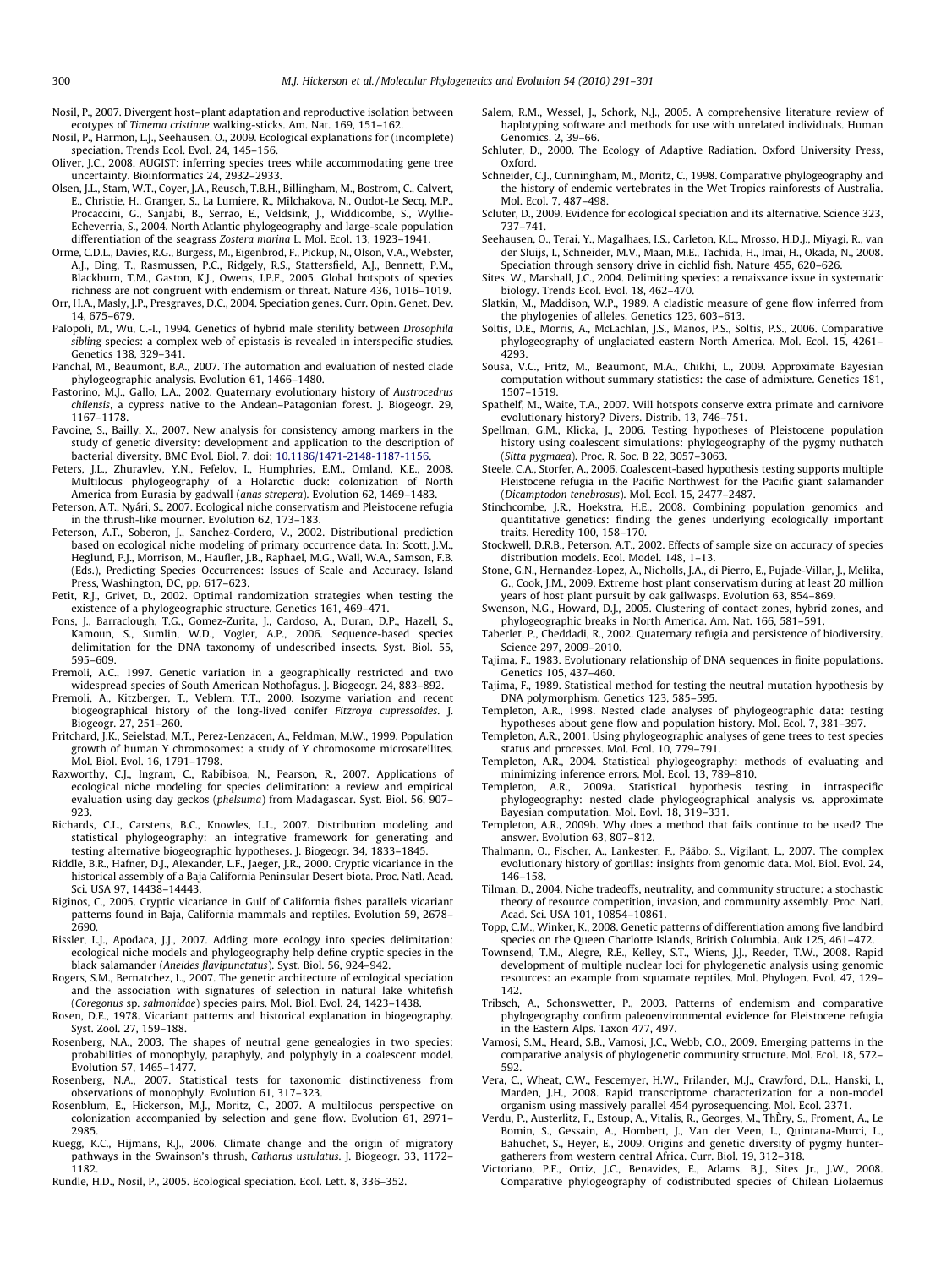Nosil, P., 2007. Divergent host–plant adaptation and reproductive isolation between ecotypes of *Timema cristinae* walking-sticks. Am. Nat. 169, 151–162.

Nosil, P., Harmon, L.J., Seehausen, O., 2009. Ecological explanations for (incomplete) speciation. Trends Ecol. Evol. 24, 145–156.

Oliver, J.C., 2008. AUGIST: inferring species trees while accommodating gene tree uncertainty. Bioinformatics 24, 2932–2933.

Olsen, J.L., Stam, W.T., Coyer, J.A., Reusch, T.B.H., Billingham, M., Bostrom, C., Calvert, E., Christie, H., Granger, S., La Lumiere, R., Milchakova, N., Oudot-Le Secq, M.P., Procaccini, G., Sanjabi, B., Serrao, E., Veldsink, J., Widdicombe, S., Wyllie-Echeverria, S., 2004. North Atlantic phylogeography and large-scale population differentiation of the seagrass *Zostera marina* L. Mol. Ecol. 13, 1923–1941.

Orme, C.D.L., Davies, R.G., Burgess, M., Eigenbrod, F., Pickup, N., Olson, V.A., Webster, A.J., Ding, T., Rasmussen, P.C., Ridgely, R.S., Stattersfield, A.J., Bennett, P.M., Blackburn, T.M., Gaston, K.J., Owens, I.P.F., 2005. Global hotspots of species richness are not congruent with endemism or threat. Nature 436, 1016–1019.

Orr, H.A., Masly, J.P., Presgraves, D.C., 2004. Speciation genes. Curr. Opin. Genet. Dev. 14, 675–679.

Palopoli, M., Wu, C.-I., 1994. Genetics of hybrid male sterility between *Drosophila sibling* species: a complex web of epistasis is revealed in interspecific studies. Genetics 138, 329–341.

Panchal, M., Beaumont, B.A., 2007. The automation and evaluation of nested clade phylogeographic analysis. Evolution 61, 1466–1480.

Pastorino, M.J., Gallo, L.A., 2002. Quaternary evolutionary history of *Austrocedrus chilensis*, a cypress native to the Andean–Patagonian forest. J. Biogeogr. 29, 1167–1178.

Pavoine, S., Bailly, X., 2007. New analysis for consistency among markers in the study of genetic diversity: development and application to the description of bacterial diversity. BMC Evol. Biol. 7. doi: 10.1186/1471-2148-1187-1156.

Peters, J.L., Zhuravlev, Y.N., Fefelov, I., Humphries, E.M., Omland, K.E., 2008. Multilocus phylogeography of a Holarctic duck: colonization of North America from Eurasia by gadwall (*anas strepera*). Evolution 62, 1469–1483.

Peterson, A.T., Nyári, S., 2007. Ecological niche conservatism and Pleistocene refugia in the thrush-like mourner. Evolution 62, 173–183.

Peterson, A.T., Soberon, J., Sanchez-Cordero, V., 2002. Distributional prediction based on ecological niche modeling of primary occurrence data. In: Scott, J.M., Heglund, P.J., Morrison, M., Haufler, J.B., Raphael, M.G., Wall, W.A., Samson, F.B. (Eds.), Predicting Species Occurrences: Issues of Scale and Accuracy. Island Press, Washington, DC, pp. 617–623.

Petit, R.J., Grivet, D., 2002. Optimal randomization strategies when testing the existence of a phylogeographic structure. Genetics 161, 469–471.

Pons, J., Barraclough, T.G., Gomez-Zurita, J., Cardoso, A., Duran, D.P., Hazell, S., Kamoun, S., Sumlin, W.D., Vogler, A.P., 2006. Sequence-based species delimitation for the DNA taxonomy of undescribed insects. Syst. Biol. 55, 595–609.

Premoli, A.C., 1997. Genetic variation in a geographically restricted and two widespread species of South American Nothofagus. J. Biogeogr. 24, 883–892.

Premoli, A., Kitzberger, T., Veblem, T.T., 2000. Isozyme variation and recent biogeographical history of the long-lived conifer *Fitzroya cupressoides*. J. Biogeogr. 27, 251–260.

Pritchard, J.K., Seielstad, M.T., Perez-Lenzacen, A., Feldman, M.W., 1999. Population growth of human Y chromosomes: a study of Y chromosome microsatellites. Mol. Biol. Evol. 16, 1791–1798.

Raxworthy, C.J., Ingram, C., Rabibisoa, N., Pearson, R., 2007. Applications of ecological niche modeling for species delimitation: a review and empirical evaluation using day geckos (*phelsuma*) from Madagascar. Syst. Biol. 56, 907–923.

Richards, C.L., Carstens, B.C., Knowles, L.L., 2007. Distribution modeling and statistical phylogeography: an integrative framework for generating and testing alternative biogeographic hypotheses. J. Biogeogr. 34, 1833–1845.

Riddle, B.R., Hafner, D.J., Alexander, L.F., Jaeger, J.R., 2000. Cryptic vicariance in the historical assembly of a Baja California Peninsular Desert biota. Proc. Natl. Acad. Sci. USA 97, 14438–14443.

Riginos, C., 2005. Cryptic vicariance in Gulf of California fishes parallels vicariant patterns found in Baja, California mammals and reptiles. Evolution 59, 2678–2690.

Rissler, L.J., Apodaca, J.J., 2007. Adding more ecology into species delimitation: ecological niche models and phylogeography help define cryptic species in the black salamander (*Aneides flavipunctatus*). Syst. Biol. 56, 924–942.

Rogers, S.M., Bernatchez, L., 2007. The genetic architecture of ecological speciation and the association with signatures of selection in natural lake whitefish (*Coregonus* sp. *salmonidae*) species pairs. Mol. Biol. Evol. 24, 1423–1438.

Rosen, D.E., 1978. Vicariant patterns and historical explanation in biogeography. Syst. Zool. 27, 159–188.

Rosenberg, N.A., 2003. The shapes of neutral gene genealogies in two species: probabilities of monophyly, paraphyly, and polyphyly in a coalescent model. Evolution 57, 1465–1477.

Rosenberg, N.A., 2007. Statistical tests for taxonomic distinctiveness from observations of monophyly. Evolution 61, 317–323.

Rosenblum, E., Hickerson, M.J., Moritz, C., 2007. A multilocus perspective on colonization accompanied by selection and gene flow. Evolution 61, 2971–2985.

Ruegg, K.C., Hijmans, R.J., 2006. Climate change and the origin of migratory pathways in the Swainson's thrush, *Catharus ustulatus*. J. Biogeogr. 33, 1172–1182.

Rundle, H.D., Nosil, P., 2005. Ecological speciation. Ecol. Lett. 8, 336–352.

Salem, R.M., Wessel, J., Schork, N.J., 2005. A comprehensive literature review of haplotyping software and methods for use with unrelated individuals. Human Genomics. 2, 39–66.

Schluter, D., 2000. The Ecology of Adaptive Radiation. Oxford University Press, Oxford.

Schneider, C.J., Cunningham, M., Moritz, C., 1998. Comparative phylogeography and the history of endemic vertebrates in the Wet Tropics rainforests of Australia. Mol. Ecol. 7, 487–498.

Scluter, D., 2009. Evidence for ecological speciation and its alternative. Science 323, 737–741.

Seehausen, O., Terai, Y., Magalhaes, I.S., Carleton, K.L., Mrosso, H.D.J., Miyagi, R., van der Sluijs, I., Schneider, M.V., Maan, M.E., Tachida, H., Imai, H., Okada, N., 2008. Speciation through sensory drive in cichlid fish. Nature 455, 620–626.

Sites, W., Marshall, J.C., 2004. Delimiting species: a renaissance issue in systematic biology. Trends Ecol. Evol. 18, 462–470.

Slatkin, M., Maddison, W.P., 1989. A cladistic measure of gene flow inferred from the phylogenies of alleles. Genetics 123, 603–613.

Soltis, D.E., Morris, A., McLachlan, J.S., Manos, P.S., Soltis, P.S., 2006. Comparative phylogeography of unglaciated eastern North America. Mol. Ecol. 15, 4261–4293.

Sousa, V.C., Fritz, M., Beaumont, M.A., Chikhi, L., 2009. Approximate Bayesian computation without summary statistics: the case of admixture. Genetics 181, 1507–1519.

Spathelf, M., Waite, T.A., 2007. Will hotspots conserve extra primate and carnivore evolutionary history? Divers. Distrib. 13, 746–751.

Spellman, G.M., Klicka, J., 2006. Testing hypotheses of Pleistocene population history using coalescent simulations: phylogeography of the pygmy nuthatch (*Sitta pygmaea*). Proc. R. Soc. B 22, 3057–3063.

Steele, C.A., Storfer, A., 2006. Coalescent-based hypothesis testing supports multiple Pleistocene refugia in the Pacific Northwest for the Pacific giant salamander (*Dicamptodon tenebrosus*). Mol. Ecol. 15, 2477–2487.

Stinchcombe, J.R., Hoekstra, H.E., 2008. Combining population genomics and quantitative genetics: finding the genes underlying ecologically important traits. Heredity 100, 158–170.

Stockwell, D.R.B., Peterson, A.T., 2002. Effects of sample size on accuracy of species distribution models. Ecol. Model. 148, 1–13.

Stone, G.N., Hernandez-Lopez, A., Nicholls, J.A., di Pierro, E., Pujade-Villar, J., Melika, G., Cook, J.M., 2009. Extreme host plant conservatism during at least 20 million years of host plant pursuit by oak gallwasps. Evolution 63, 854–869.

Swenson, N.G., Howard, D.J., 2005. Clustering of contact zones, hybrid zones, and phylogeographic breaks in North America. Am. Nat. 166, 581–591.

Taberlet, P., Cheddadi, R., 2002. Quaternary refugia and persistence of biodiversity. Science 297, 2009–2010.

Tajima, F., 1983. Evolutionary relationship of DNA sequences in finite populations. Genetics 105, 437–460.

Tajima, F., 1989. Statistical method for testing the neutral mutation hypothesis by DNA polymorphism. Genetics 123, 585–595.

Templeton, A.R., 1998. Nested clade analyses of phylogeographic data: testing hypotheses about gene flow and population history. Mol. Ecol. 7, 381–397.

Templeton, A.R., 2001. Using phylogeographic analyses of gene trees to test species status and processes. Mol. Ecol. 10, 779–791.

Templeton, A.R., 2004. Statistical phylogeography: methods of evaluating and minimizing inference errors. Mol. Ecol. 13, 789–810.

Templeton, A.R., 2009a. Statistical hypothesis testing in intraspecific phylogeography: nested clade phylogeographical analysis vs. approximate Bayesian computation. Mol. Eovl. 18, 319–331.

Templeton, A.R., 2009b. Why does a method that fails continue to be used? The answer. Evolution 63, 807–812.

Thalmann, O., Fischer, A., Lankester, F., Pääbo, S., Vigilant, L., 2007. The complex evolutionary history of gorillas: insights from genomic data. Mol. Biol. Evol. 24, 146–158.

Tilman, D., 2004. Niche tradeoffs, neutrality, and community structure: a stochastic theory of resource competition, invasion, and community assembly. Proc. Natl. Acad. Sci. USA 101, 10854–10861.

Topp, C.M., Winker, K., 2008. Genetic patterns of differentiation among five landbird species on the Queen Charlotte Islands, British Columbia. Auk 125, 461–472.

Townsend, T.M., Alegre, R.E., Kelley, S.T., Wiens, J.J., Reeder, T.W., 2008. Rapid development of multiple nuclear loci for phylogenetic analysis using genomic resources: an example from squamate reptiles. Mol. Phylogen. Evol. 47, 129–142.

Tribsch, A., Schonswetter, P., 2003. Patterns of endemism and comparative phylogeography confirm paleoenvironmental evidence for Pleistocene refugia in the Eastern Alps. Taxon 477, 497.

Vamosi, S.M., Heard, S.B., Vamosi, J.C., Webb, C.O., 2009. Emerging patterns in the comparative analysis of phylogenetic community structure. Mol. Ecol. 18, 572–592.

Vera, C., Wheat, C.W., Fescemyer, H.W., Frilander, M.J., Crawford, D.L., Hanski, I., Marden, J.H., 2008. Rapid transcriptome characterization for a non-model organism using massively parallel 454 pyrosequencing. Mol. Ecol. 2371.

Verdu, P., Austerlitz, F., Estoup, A., Vitalis, R., Georges, M., ThÈry, S., Froment, A., Le Bomin, S., Gessain, A., Hombert, J., Van der Veen, L., Quintana-Murci, L., Bahuchet, S., Heyer, E., 2009. Origins and genetic diversity of pygmy hunter-gatherers from western central Africa. Curr. Biol. 19, 312–318.

Victoriano, P.F., Ortiz, J.C., Benavides, E., Adams, B.J., Sites Jr., J.W., 2008. Comparative phylogeography of codistributed species of Chilean Liolaemus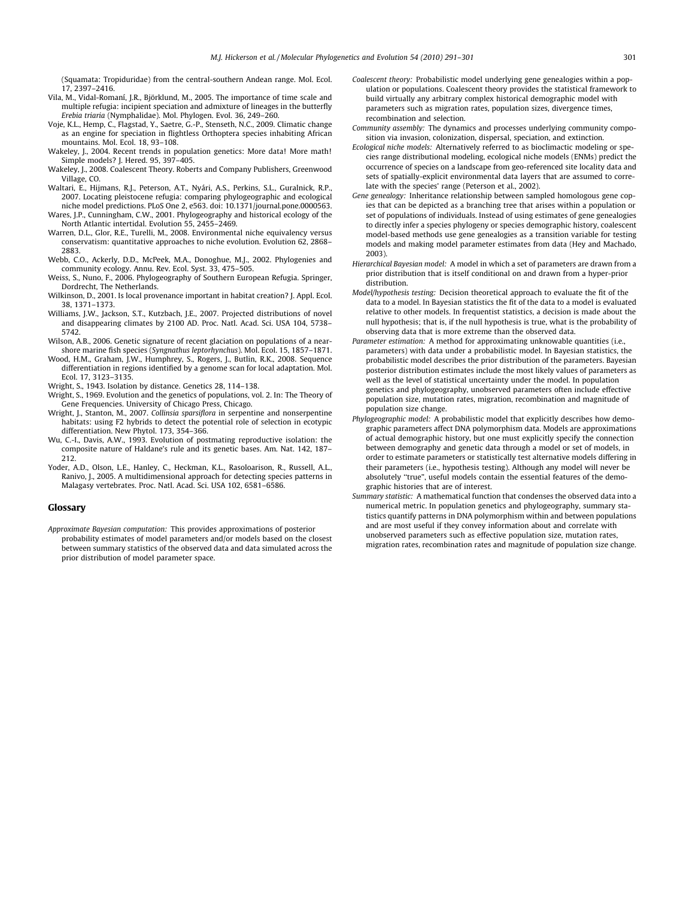(Squamata: Tropiduridae) from the central-southern Andean range. Mol. Ecol. 17, 2397–2416.

Vila, M., Vidal-Romaní, J.R., Björklund, M., 2005. The importance of time scale and multiple refugia: incipient speciation and admixture of lineages in the butterfly *Erebia triaria* (Nymphalidae). Mol. Phylogen. Evol. 36, 249–260.

Voje, K.L., Hemp, C., Flagstad, Y., Saetre, G.-P., Stenseth, N.C., 2009. Climatic change as an engine for speciation in flightless Orthoptera species inhabiting African mountains. Mol. Ecol. 18, 93–108.

Wakeley, J., 2004. Recent trends in population genetics: More data! More math! Simple models? J. Hered. 95, 397–405.

Wakeley, J., 2008. Coalescent Theory. Roberts and Company Publishers, Greenwood Village, CO.

Waltari, E., Hijmans, R.J., Peterson, A.T., Nyári, A.S., Perkins, S.L., Guralnick, R.P., 2007. Locating pleistocene refugia: comparing phylogeographic and ecological niche model predictions. PLoS One 2, e563. doi: 10.1371/journal.pone.0000563.

Wares, J.P., Cunningham, C.W., 2001. Phylogeography and historical ecology of the North Atlantic intertidal. Evolution 55, 2455–2469.

Warren, D.L., Glor, R.E., Turelli, M., 2008. Environmental niche equivalency versus conservatism: quantitative approaches to niche evolution. Evolution 62, 2868–2883.

Webb, C.O., Ackerly, D.D., McPeek, M.A., Donoghue, M.J., 2002. Phylogenies and community ecology. Annu. Rev. Ecol. Syst. 33, 475–505.

Weiss, S., Nuno, F., 2006. Phylogeography of Southern European Refugia. Springer, Dordrecht, The Netherlands.

Wilkinson, D., 2001. Is local provenance important in habitat creation? J. Appl. Ecol. 38, 1371–1373.

Williams, J.W., Jackson, S.T., Kutzbach, J.E., 2007. Projected distributions of novel and disappearing climates by 2100 AD. Proc. Natl. Acad. Sci. USA 104, 5738–5742.

Wilson, A.B., 2006. Genetic signature of recent glaciation on populations of a near-shore marine fish species (*Syngnathus leptorhynchus*). Mol. Ecol. 15, 1857–1871.

Wood, H.M., Graham, J.W., Humphrey, S., Rogers, J., Butlin, R.K., 2008. Sequence differentiation in regions identified by a genome scan for local adaptation. Mol. Ecol. 17, 3123–3135.

Wright, S., 1943. Isolation by distance. Genetics 28, 114–138.

Wright, S., 1969. Evolution and the genetics of populations, vol. 2. In: The Theory of Gene Frequencies. University of Chicago Press, Chicago.

Wright, J., Stanton, M., 2007. *Collinsia sparsiflora* in serpentine and nonserpentine habitats: using F2 hybrids to detect the potential role of selection in ecotypic differentiation. New Phytol. 173, 354–366.

Wu, C.-I., Davis, A.W., 1993. Evolution of postmating reproductive isolation: the composite nature of Haldane's rule and its genetic bases. Am. Nat. 142, 187–212.

Yoder, A.D., Olson, L.E., Hanley, C., Heckman, K.L., Rasoloarison, R., Russell, A.L., Ranivo, J., 2005. A multidimensional approach for detecting species patterns in Malagasy vertebrates. Proc. Natl. Acad. Sci. USA 102, 6581–6586.

## Glossary

*Approximate Bayesian computation:* This provides approximations of posterior probability estimates of model parameters and/or models based on the closest between summary statistics of the observed data and data simulated across the prior distribution of model parameter space.

*Coalescent theory:* Probabilistic model underlying gene genealogies within a population or populations. Coalescent theory provides the statistical framework to build virtually any arbitrary complex historical demographic model with parameters such as migration rates, population sizes, divergence times, recombination and selection.

*Community assembly:* The dynamics and processes underlying community composition via invasion, colonization, dispersal, speciation, and extinction.

*Ecological niche models:* Alternatively referred to as bioclimactic modeling or species range distributional modeling, ecological niche models (ENMs) predict the occurrence of species on a landscape from geo-referenced site locality data and sets of spatially-explicit environmental data layers that are assumed to correlate with the species' range (Peterson et al., 2002).

*Gene genealogy:* Inheritance relationship between sampled homologous gene copies that can be depicted as a branching tree that arises within a population or set of populations of individuals. Instead of using estimates of gene genealogies to directly infer a species phylogeny or species demographic history, coalescent model-based methods use gene genealogies as a transition variable for testing models and making model parameter estimates from data (Hey and Machado, 2003).

*Hierarchical Bayesian model:* A model in which a set of parameters are drawn from a prior distribution that is itself conditional on and drawn from a hyper-prior distribution.

*Model/hypothesis testing:* Decision theoretical approach to evaluate the fit of the data to a model. In Bayesian statistics the fit of the data to a model is evaluated relative to other models. In frequentist statistics, a decision is made about the null hypothesis; that is, if the null hypothesis is true, what is the probability of observing data that is more extreme than the observed data.

*Parameter estimation:* A method for approximating unknowable quantities (i.e., parameters) with data under a probabilistic model. In Bayesian statistics, the probabilistic model describes the prior distribution of the parameters. Bayesian posterior distribution estimates include the most likely values of parameters as well as the level of statistical uncertainty under the model. In population genetics and phylogeography, unobserved parameters often include effective population size, mutation rates, migration, recombination and magnitude of population size change.

*Phylogeographic model:* A probabilistic model that explicitly describes how demographic parameters affect DNA polymorphism data. Models are approximations of actual demographic history, but one must explicitly specify the connection between demography and genetic data through a model or set of models, in order to estimate parameters or statistically test alternative models differing in their parameters (i.e., hypothesis testing). Although any model will never be absolutely "true", useful models contain the essential features of the demographic histories that are of interest.

*Summary statistic:* A mathematical function that condenses the observed data into a numerical metric. In population genetics and phylogeography, summary statistics quantify patterns in DNA polymorphism within and between populations and are most useful if they convey information about and correlate with unobserved parameters such as effective population size, mutation rates, migration rates, recombination rates and magnitude of population size change.